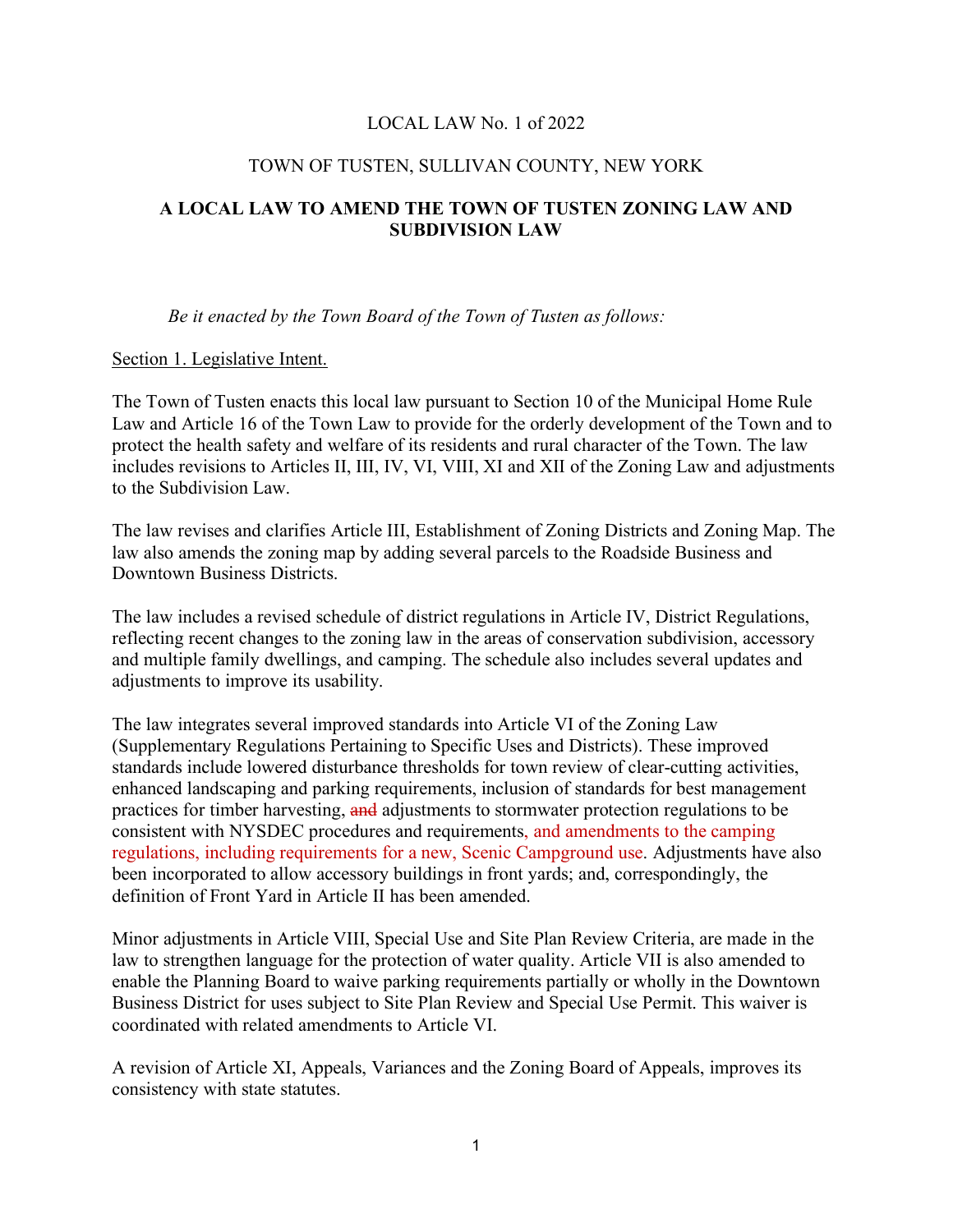LOCAL LAW No. 1 of 2022

TOWN OF TUSTEN, SULLIVAN COUNTY, NEW YORK

**A LOCAL LAW TO AMEND THE TOWN OF TUSTEN ZONING LAW AND SUBDIVISION LAW**

*Be it enacted by the Town Board of the Town of Tusten as follows:*

Section 1. Legislative Intent.

The Town of Tusten enacts this local law pursuant to Section 10 of the Municipal Home Rule Law and Article 16 of the Town Law to provide for the orderly development of the Town and to protect the health safety and welfare of its residents and rural character of the Town. The law includes revisions to Articles II, III, IV, VI, VIII, XI and XII of the Zoning Law and adjustments to the Subdivision Law.

The law revises and clarifies Article III, Establishment of Zoning Districts and Zoning Map. The law also amends the zoning map by adding several parcels to the Roadside Business and Downtown Business Districts.

The law includes a revised schedule of district regulations in Article IV, District Regulations, reflecting recent changes to the zoning law in the areas of conservation subdivision, accessory and multiple family dwellings, and camping. The schedule also includes several updates and adjustments to improve its usability.

The law integrates several improved standards into Article VI of the Zoning Law (Supplementary Regulations Pertaining to Specific Uses and Districts). These improved standards include lowered disturbance thresholds for town review of clear-cutting activities, enhanced landscaping and parking requirements, inclusion of standards for best management practices for timber harvesting, ~~and~~ adjustments to stormwater protection regulations to be consistent with NYSDEC procedures and requirements, and amendments to the camping regulations, including requirements for a new, Scenic Campground use. Adjustments have also been incorporated to allow accessory buildings in front yards; and, correspondingly, the definition of Front Yard in Article II has been amended.

Minor adjustments in Article VIII, Special Use and Site Plan Review Criteria, are made in the law to strengthen language for the protection of water quality. Article VII is also amended to enable the Planning Board to waive parking requirements partially or wholly in the Downtown Business District for uses subject to Site Plan Review and Special Use Permit. This waiver is coordinated with related amendments to Article VI.

A revision of Article XI, Appeals, Variances and the Zoning Board of Appeals, improves its consistency with state statutes.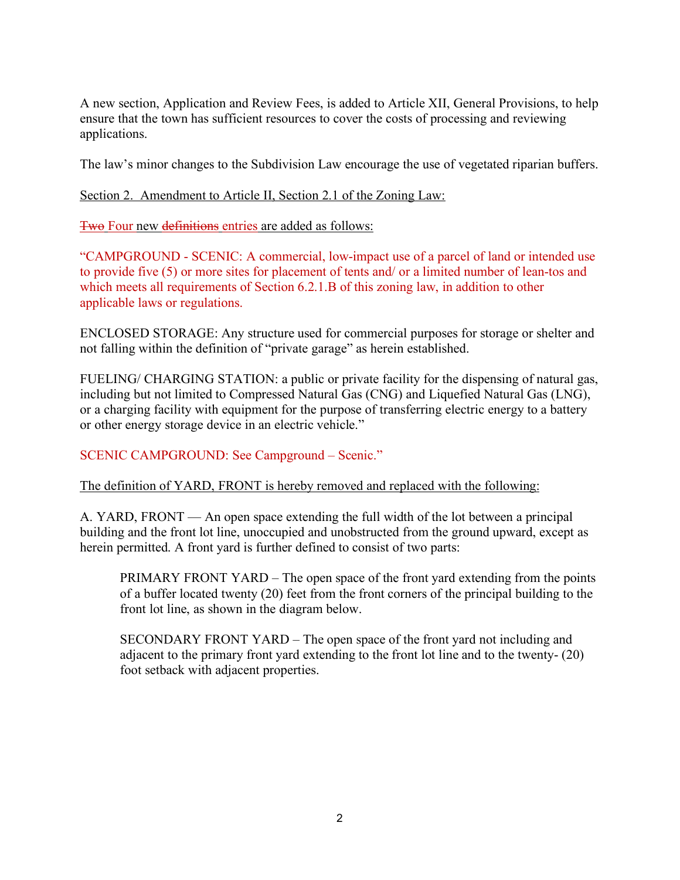A new section, Application and Review Fees, is added to Article XII, General Provisions, to help ensure that the town has sufficient resources to cover the costs of processing and reviewing applications.

The law's minor changes to the Subdivision Law encourage the use of vegetated riparian buffers.

<u>Section 2. Amendment to Article II, Section 2.1 of the Zoning Law:</u>

~~Two~~ Four new ~~definitions~~ entries are added as follows:

"CAMPGROUND - SCENIC: A commercial, low-impact use of a parcel of land or intended use to provide five (5) or more sites for placement of tents and/ or a limited number of lean-tos and which meets all requirements of Section 6.2.1.B of this zoning law, in addition to other applicable laws or regulations.

ENCLOSED STORAGE: Any structure used for commercial purposes for storage or shelter and not falling within the definition of "private garage" as herein established.

FUELING/ CHARGING STATION: a public or private facility for the dispensing of natural gas, including but not limited to Compressed Natural Gas (CNG) and Liquefied Natural Gas (LNG), or a charging facility with equipment for the purpose of transferring electric energy to a battery or other energy storage device in an electric vehicle."

SCENIC CAMPGROUND: See Campground – Scenic."

<u>The definition of YARD, FRONT is hereby removed and replaced with the following:</u>

A. YARD, FRONT — An open space extending the full width of the lot between a principal building and the front lot line, unoccupied and unobstructed from the ground upward, except as herein permitted. A front yard is further defined to consist of two parts:

> PRIMARY FRONT YARD – The open space of the front yard extending from the points of a buffer located twenty (20) feet from the front corners of the principal building to the front lot line, as shown in the diagram below.
>
> SECONDARY FRONT YARD – The open space of the front yard not including and adjacent to the primary front yard extending to the front lot line and to the twenty- (20) foot setback with adjacent properties.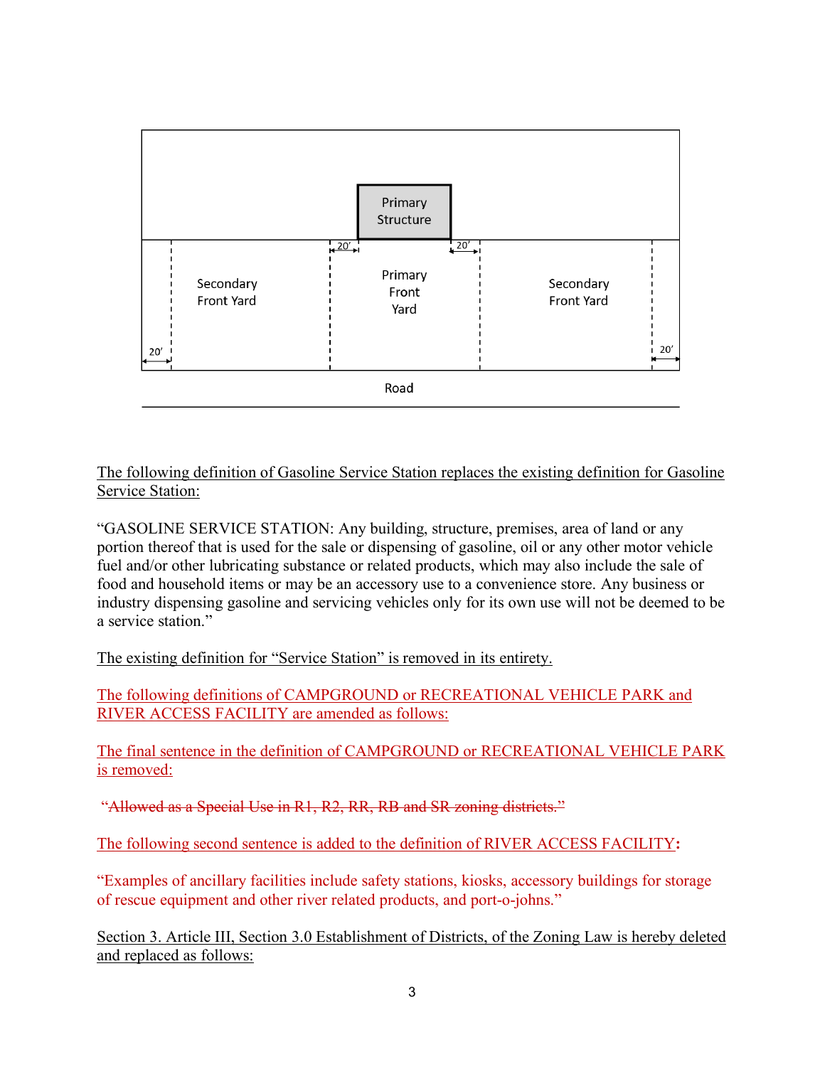Primary Structure

20′ 20′

Secondary Front Yard | Primary Front Yard | Secondary Front Yard

20′ 20′

Road

The following definition of Gasoline Service Station replaces the existing definition for Gasoline Service Station:

"GASOLINE SERVICE STATION: Any building, structure, premises, area of land or any portion thereof that is used for the sale or dispensing of gasoline, oil or any other motor vehicle fuel and/or other lubricating substance or related products, which may also include the sale of food and household items or may be an accessory use to a convenience store. Any business or industry dispensing gasoline and servicing vehicles only for its own use will not be deemed to be a service station."

The existing definition for "Service Station" is removed in its entirety.

The following definitions of CAMPGROUND or RECREATIONAL VEHICLE PARK and RIVER ACCESS FACILITY are amended as follows:

The final sentence in the definition of CAMPGROUND or RECREATIONAL VEHICLE PARK is removed:

~~"Allowed as a Special Use in R1, R2, RR, RB and SR zoning districts."~~

The following second sentence is added to the definition of RIVER ACCESS FACILITY**:**

"Examples of ancillary facilities include safety stations, kiosks, accessory buildings for storage of rescue equipment and other river related products, and port-o-johns."

Section 3. Article III, Section 3.0 Establishment of Districts, of the Zoning Law is hereby deleted and replaced as follows: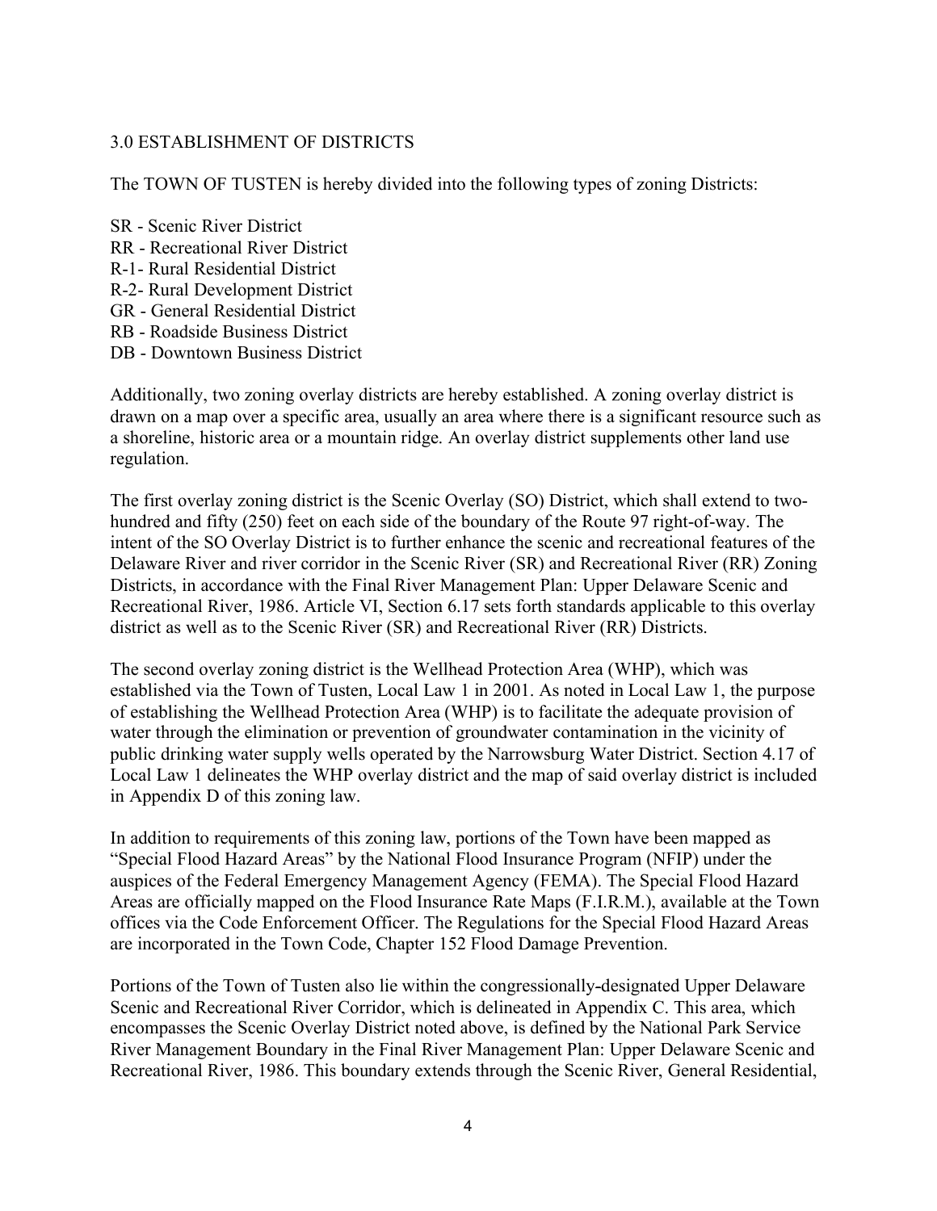## 3.0 ESTABLISHMENT OF DISTRICTS

The TOWN OF TUSTEN is hereby divided into the following types of zoning Districts:

SR - Scenic River District
RR - Recreational River District
R-1- Rural Residential District
R-2- Rural Development District
GR - General Residential District
RB - Roadside Business District
DB - Downtown Business District

Additionally, two zoning overlay districts are hereby established. A zoning overlay district is drawn on a map over a specific area, usually an area where there is a significant resource such as a shoreline, historic area or a mountain ridge. An overlay district supplements other land use regulation.

The first overlay zoning district is the Scenic Overlay (SO) District, which shall extend to two-hundred and fifty (250) feet on each side of the boundary of the Route 97 right-of-way. The intent of the SO Overlay District is to further enhance the scenic and recreational features of the Delaware River and river corridor in the Scenic River (SR) and Recreational River (RR) Zoning Districts, in accordance with the Final River Management Plan: Upper Delaware Scenic and Recreational River, 1986. Article VI, Section 6.17 sets forth standards applicable to this overlay district as well as to the Scenic River (SR) and Recreational River (RR) Districts.

The second overlay zoning district is the Wellhead Protection Area (WHP), which was established via the Town of Tusten, Local Law 1 in 2001. As noted in Local Law 1, the purpose of establishing the Wellhead Protection Area (WHP) is to facilitate the adequate provision of water through the elimination or prevention of groundwater contamination in the vicinity of public drinking water supply wells operated by the Narrowsburg Water District. Section 4.17 of Local Law 1 delineates the WHP overlay district and the map of said overlay district is included in Appendix D of this zoning law.

In addition to requirements of this zoning law, portions of the Town have been mapped as "Special Flood Hazard Areas" by the National Flood Insurance Program (NFIP) under the auspices of the Federal Emergency Management Agency (FEMA). The Special Flood Hazard Areas are officially mapped on the Flood Insurance Rate Maps (F.I.R.M.), available at the Town offices via the Code Enforcement Officer. The Regulations for the Special Flood Hazard Areas are incorporated in the Town Code, Chapter 152 Flood Damage Prevention.

Portions of the Town of Tusten also lie within the congressionally-designated Upper Delaware Scenic and Recreational River Corridor, which is delineated in Appendix C. This area, which encompasses the Scenic Overlay District noted above, is defined by the National Park Service River Management Boundary in the Final River Management Plan: Upper Delaware Scenic and Recreational River, 1986. This boundary extends through the Scenic River, General Residential,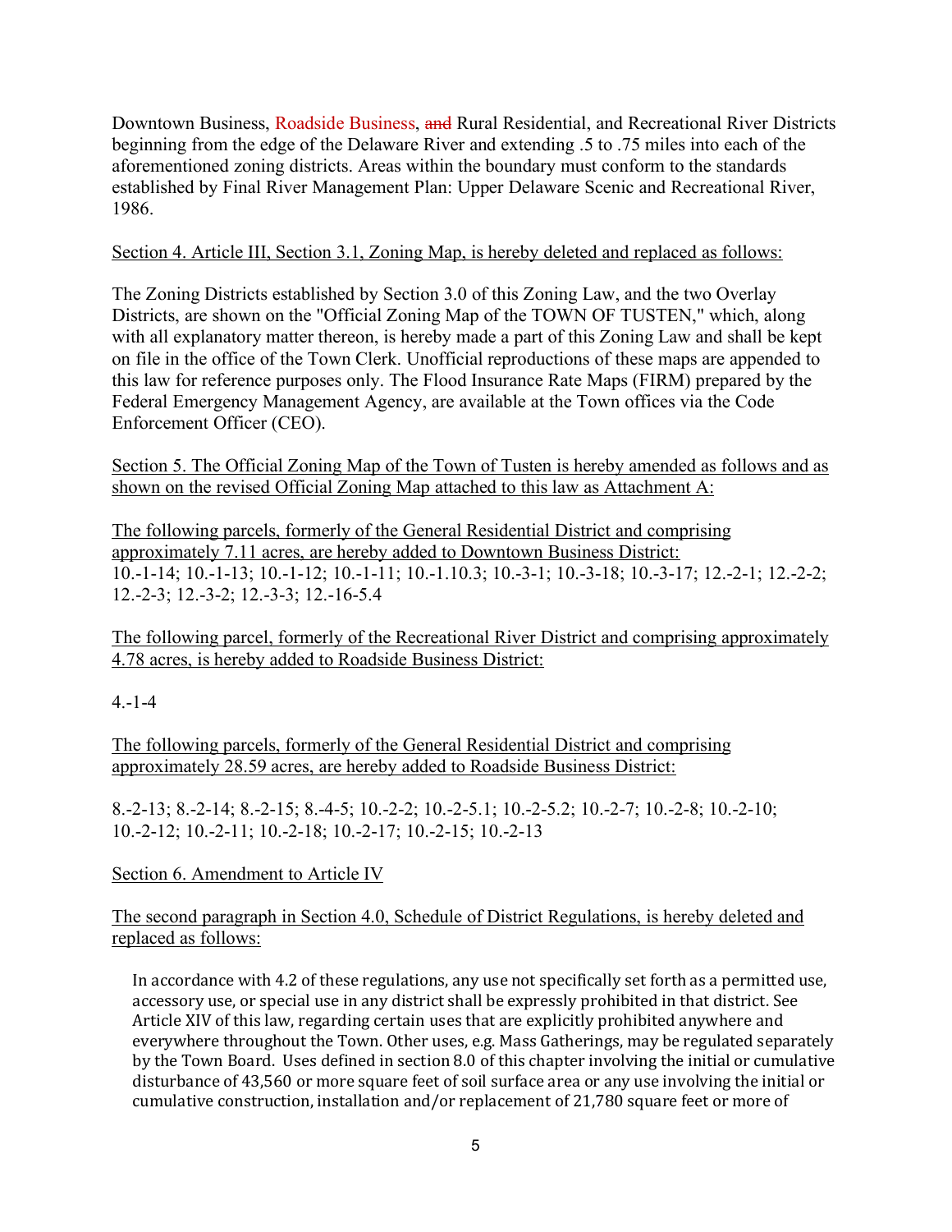Downtown Business, Roadside Business, ~~and~~ Rural Residential, and Recreational River Districts beginning from the edge of the Delaware River and extending .5 to .75 miles into each of the aforementioned zoning districts. Areas within the boundary must conform to the standards established by Final River Management Plan: Upper Delaware Scenic and Recreational River, 1986.

<u>Section 4. Article III, Section 3.1, Zoning Map, is hereby deleted and replaced as follows:</u>

The Zoning Districts established by Section 3.0 of this Zoning Law, and the two Overlay Districts, are shown on the "Official Zoning Map of the TOWN OF TUSTEN," which, along with all explanatory matter thereon, is hereby made a part of this Zoning Law and shall be kept on file in the office of the Town Clerk. Unofficial reproductions of these maps are appended to this law for reference purposes only. The Flood Insurance Rate Maps (FIRM) prepared by the Federal Emergency Management Agency, are available at the Town offices via the Code Enforcement Officer (CEO).

<u>Section 5. The Official Zoning Map of the Town of Tusten is hereby amended as follows and as shown on the revised Official Zoning Map attached to this law as Attachment A:</u>

<u>The following parcels, formerly of the General Residential District and comprising approximately 7.11 acres, are hereby added to Downtown Business District:</u>
10.-1-14; 10.-1-13; 10.-1-12; 10.-1-11; 10.-1.10.3; 10.-3-1; 10.-3-18; 10.-3-17; 12.-2-1; 12.-2-2; 12.-2-3; 12.-3-2; 12.-3-3; 12.-16-5.4

<u>The following parcel, formerly of the Recreational River District and comprising approximately 4.78 acres, is hereby added to Roadside Business District:</u>

4.-1-4

<u>The following parcels, formerly of the General Residential District and comprising approximately 28.59 acres, are hereby added to Roadside Business District:</u>

8.-2-13; 8.-2-14; 8.-2-15; 8.-4-5; 10.-2-2; 10.-2-5.1; 10.-2-5.2; 10.-2-7; 10.-2-8; 10.-2-10; 10.-2-12; 10.-2-11; 10.-2-18; 10.-2-17; 10.-2-15; 10.-2-13

<u>Section 6. Amendment to Article IV</u>

<u>The second paragraph in Section 4.0, Schedule of District Regulations, is hereby deleted and replaced as follows:</u>

> In accordance with 4.2 of these regulations, any use not specifically set forth as a permitted use, accessory use, or special use in any district shall be expressly prohibited in that district. See Article XIV of this law, regarding certain uses that are explicitly prohibited anywhere and everywhere throughout the Town. Other uses, e.g. Mass Gatherings, may be regulated separately by the Town Board. Uses defined in section 8.0 of this chapter involving the initial or cumulative disturbance of 43,560 or more square feet of soil surface area or any use involving the initial or cumulative construction, installation and/or replacement of 21,780 square feet or more of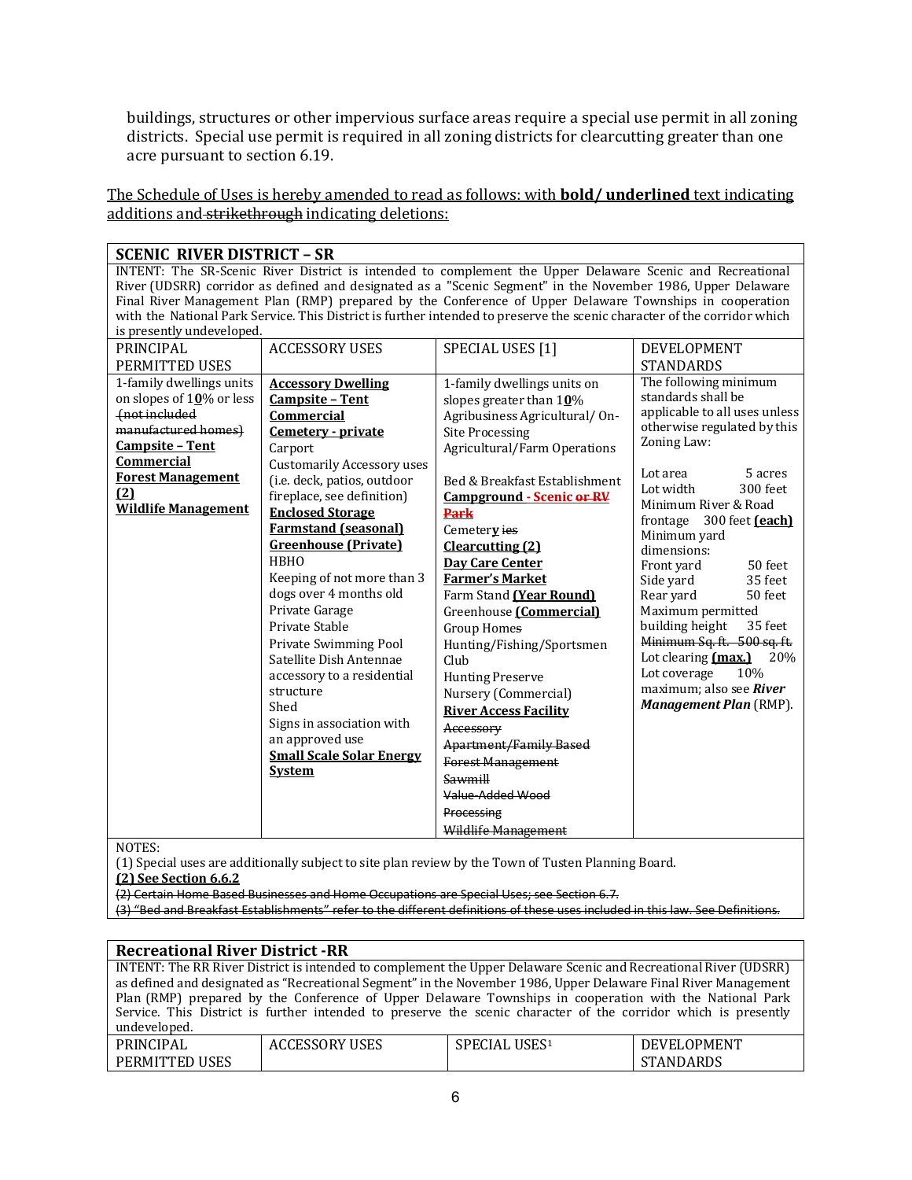buildings, structures or other impervious surface areas require a special use permit in all zoning districts. Special use permit is required in all zoning districts for clearcutting greater than one acre pursuant to section 6.19.

<u>The Schedule of Uses is hereby amended to read as follows: with **bold/ underlined** text indicating additions and ~~strikethrough~~ indicating deletions:</u>

| **SCENIC RIVER DISTRICT – SR** | | | |
|---|---|---|---|
| INTENT: The SR-Scenic River District is intended to complement the Upper Delaware Scenic and Recreational River (UDSRR) corridor as defined and designated as a "Scenic Segment" in the November 1986, Upper Delaware Final River Management Plan (RMP) prepared by the Conference of Upper Delaware Townships in cooperation with the National Park Service. This District is further intended to preserve the scenic character of the corridor which is presently undeveloped. | | | |
| PRINCIPAL PERMITTED USES | ACCESSORY USES | SPECIAL USES [1] | DEVELOPMENT STANDARDS |
| 1-family dwellings units on slopes of 1**<u>0</u>**% or less ~~(not included manufactured homes)~~<br>**<u>Campsite – Tent Commercial</u>**<br>**<u>Forest Management (2)</u>**<br>**<u>Wildlife Management</u>** | **<u>Accessory Dwelling</u>**<br>**<u>Campsite – Tent Commercial</u>**<br>**<u>Cemetery - private</u>**<br>Carport<br>Customarily Accessory uses (i.e. deck, patios, outdoor fireplace, see definition)<br>**<u>Enclosed Storage</u>**<br>**<u>Farmstand (seasonal)</u>**<br>**<u>Greenhouse (Private)</u>**<br>HBHO<br>Keeping of not more than 3 dogs over 4 months old<br>Private Garage<br>Private Stable<br>Private Swimming Pool<br>Satellite Dish Antennae accessory to a residential structure<br>Shed<br>Signs in association with an approved use<br>**<u>Small Scale Solar Energy System</u>** | 1-family dwellings units on slopes greater than 1**<u>0</u>**%<br>Agribusiness Agricultural/ On-Site Processing<br>Agricultural/Farm Operations<br><br>Bed & Breakfast Establishment<br>**<u>Campground - Scenic</u>** ~~or RV Park~~<br>Cemeter**<u>y</u>** ~~ies~~<br>**<u>Clearcutting (2)</u>**<br>**<u>Day Care Center</u>**<br>**<u>Farmer's Market</u>**<br>Farm Stand **<u>(Year Round)</u>**<br>Greenhouse **<u>(Commercial)</u>**<br>Group Home~~s~~<br>Hunting/Fishing/Sportsmen Club<br>Hunting Preserve<br>Nursery (Commercial)<br>**<u>River Access Facility</u>**<br>~~Accessory Apartment/Family Based~~<br>~~Forest Management~~<br>~~Sawmill~~<br>~~Value-Added Wood Processing~~<br>~~Wildlife Management~~ | The following minimum standards shall be applicable to all uses unless otherwise regulated by this Zoning Law:<br><br>Lot area 5 acres<br>Lot width 300 feet<br>Minimum River & Road frontage 300 feet **<u>(each)</u>**<br>Minimum yard dimensions:<br>Front yard 50 feet<br>Side yard 35 feet<br>Rear yard 50 feet<br>Maximum permitted building height 35 feet<br>~~Minimum Sq. ft. 500 sq. ft.~~<br>Lot clearing **<u>(max.)</u>** 20%<br>Lot coverage 10% maximum; also see ***River Management Plan*** (RMP). |
| NOTES:<br>(1) Special uses are additionally subject to site plan review by the Town of Tusten Planning Board.<br>**<u>(2) See Section 6.6.2</u>**<br>~~(2) Certain Home Based Businesses and Home Occupations are Special Uses; see Section 6.7.~~<br>~~(3) "Bed and Breakfast Establishments" refer to the different definitions of these uses included in this law. See Definitions.~~ | | | |

| **Recreational River District -RR** | | | |
|---|---|---|---|
| INTENT: The RR River District is intended to complement the Upper Delaware Scenic and Recreational River (UDSRR) as defined and designated as "Recreational Segment" in the November 1986, Upper Delaware Final River Management Plan (RMP) prepared by the Conference of Upper Delaware Townships in cooperation with the National Park Service. This District is further intended to preserve the scenic character of the corridor which is presently undeveloped. | | | |
| PRINCIPAL PERMITTED USES | ACCESSORY USES | SPECIAL USES[1] | DEVELOPMENT STANDARDS |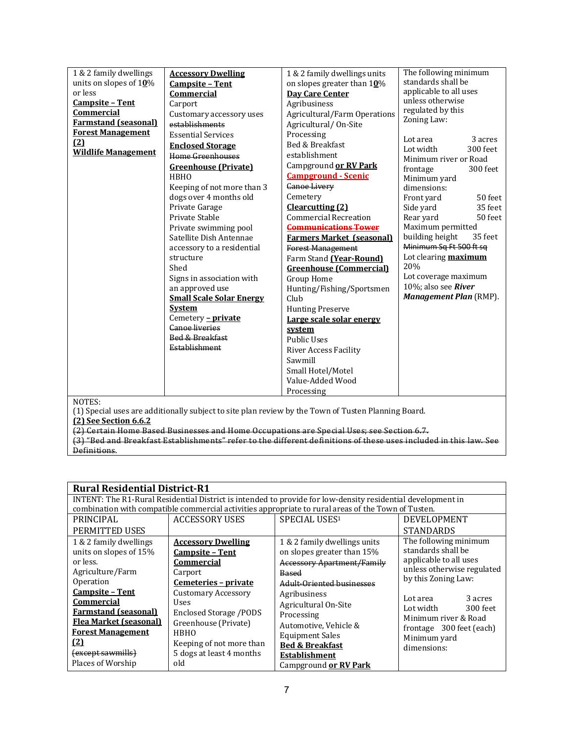| | | | |
|---|---|---|---|
| 1 & 2 family dwellings units on slopes of 1**0**% or less<br>**Campsite – Tent Commercial**<br>**Farmstand (seasonal)**<br>**Forest Management (2)**<br>**Wildlife Management** | **Accessory Dwelling**<br>**Campsite – Tent Commercial**<br>Carport<br>Customary accessory uses ~~establishments~~<br>Essential Services<br>**Enclosed Storage**<br>~~Home Greenhouses~~<br>**Greenhouse (Private)**<br>HBHO<br>Keeping of not more than 3 dogs over 4 months old<br>Private Garage<br>Private Stable<br>Private swimming pool<br>Satellite Dish Antennae accessory to a residential structure<br>Shed<br>Signs in association with an approved use<br>**Small Scale Solar Energy System**<br>Cemetery **– private**<br>~~Canoe liveries~~<br>~~Bed & Breakfast Establishment~~ | 1 & 2 family dwellings units on slopes greater than 1**0**%<br>**Day Care Center**<br>Agribusiness<br>Agricultural/Farm Operations<br>Agricultural/ On-Site Processing<br>Bed & Breakfast establishment<br>Campground **or RV Park**<br>**Campground - Scenic**<br>~~Canoe Livery~~<br>Cemetery<br>**Clearcutting (2)**<br>Commercial Recreation<br>~~**Communications Tower**~~<br>**Farmers Market (seasonal)**<br>~~Forest Management~~<br>Farm Stand **(Year-Round)**<br>**Greenhouse (Commercial)**<br>Group Home<br>Hunting/Fishing/Sportsmen Club<br>Hunting Preserve<br>**Large scale solar energy system**<br>Public Uses<br>River Access Facility<br>Sawmill<br>Small Hotel/Motel<br>Value-Added Wood Processing | The following minimum standards shall be applicable to all uses unless otherwise regulated by this Zoning Law:<br><br>Lot area 3 acres<br>Lot width 300 feet<br>Minimum river or Road frontage 300 feet<br>Minimum yard dimensions:<br>Front yard 50 feet<br>Side yard 35 feet<br>Rear yard 50 feet<br>Maximum permitted building height 35 feet<br>~~Minimum Sq Ft 500 ft sq~~<br>Lot clearing **maximum** 20%<br>Lot coverage maximum 10%; also see ***River Management Plan*** (RMP). |

NOTES:
(1) Special uses are additionally subject to site plan review by the Town of Tusten Planning Board.
**(2) See Section 6.6.2**
~~(2) Certain Home Based Businesses and Home Occupations are Special Uses; see Section 6.7.~~
~~(3) "Bed and Breakfast Establishments" refer to the different definitions of these uses included in this law. See Definitions.~~

**Rural Residential District-R1**

INTENT: The R1-Rural Residential District is intended to provide for low-density residential development in combination with compatible commercial activities appropriate to rural areas of the Town of Tusten.

| PRINCIPAL PERMITTED USES | ACCESSORY USES | SPECIAL USES[1] | DEVELOPMENT STANDARDS |
|---|---|---|---|
| 1 & 2 family dwellings units on slopes of 15% or less.<br>Agriculture/Farm Operation<br>**Campsite – Tent Commercial**<br>**Farmstand (seasonal)**<br>**Flea Market (seasonal)**<br>**Forest Management (2)**<br>~~(except sawmills)~~<br>Places of Worship | **Accessory Dwelling**<br>**Campsite – Tent Commercial**<br>Carport<br>**Cemeteries – private**<br>Customary Accessory Uses<br>Enclosed Storage /PODS<br>Greenhouse (Private)<br>HBHO<br>Keeping of not more than 5 dogs at least 4 months old | 1 & 2 family dwellings units on slopes greater than 15%<br>~~Accessory Apartment/Family Based~~<br>~~Adult-Oriented businesses~~<br>Agribusiness<br>Agricultural On-Site Processing<br>Automotive, Vehicle & Equipment Sales<br>**Bed & Breakfast Establishment**<br>Campground **or RV Park** | The following minimum standards shall be applicable to all uses unless otherwise regulated by this Zoning Law:<br><br>Lot area 3 acres<br>Lot width 300 feet<br>Minimum river & Road frontage 300 feet (each)<br>Minimum yard dimensions: |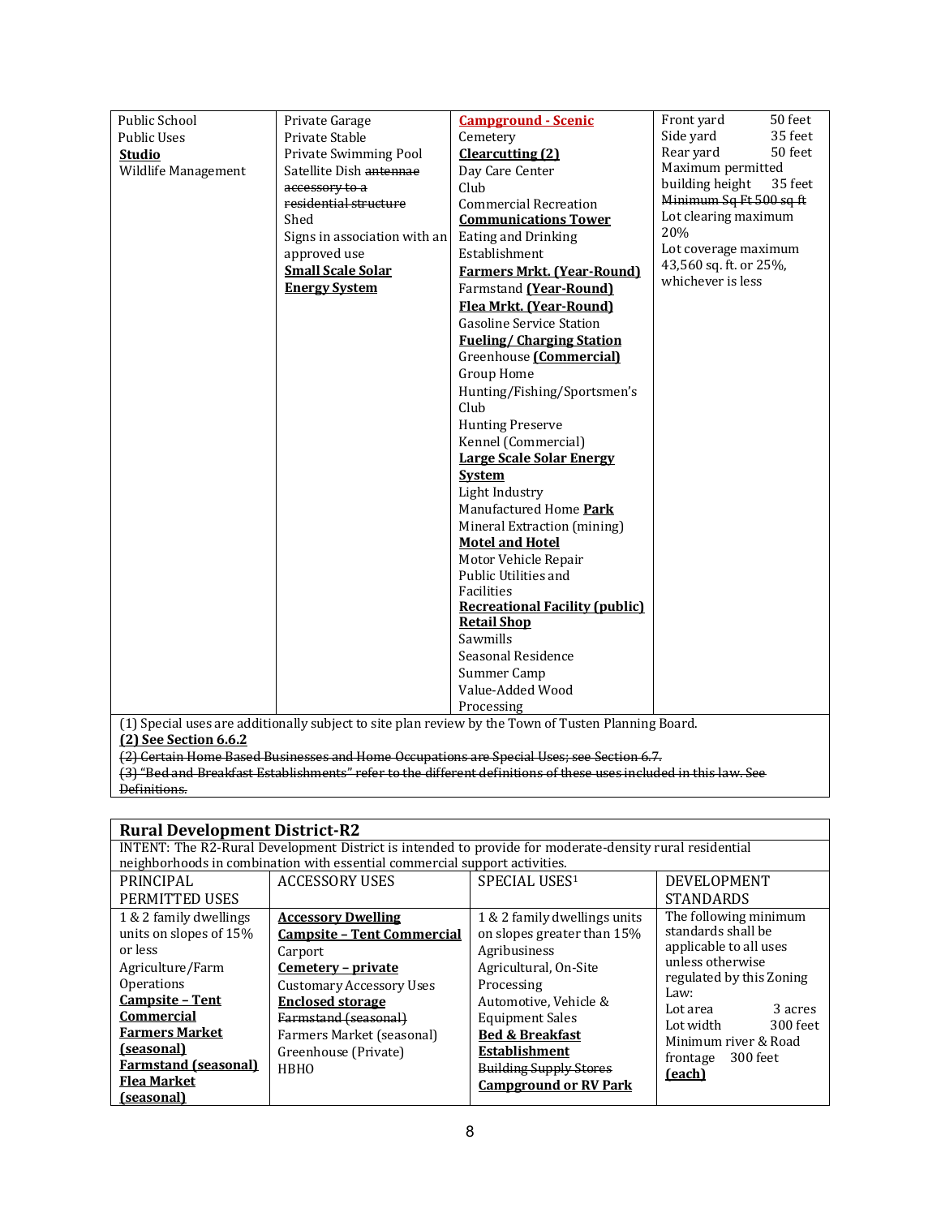| | | | |
|---|---|---|---|
| Public School<br>Public Uses<br>**Studio**<br>Wildlife Management | Private Garage<br>Private Stable<br>Private Swimming Pool<br>Satellite Dish ~~antennae accessory to a residential structure~~<br>Shed<br>Signs in association with an approved use<br>**Small Scale Solar Energy System** | **Campground - Scenic**<br>Cemetery<br>**Clearcutting (2)**<br>Day Care Center<br>Club<br>Commercial Recreation<br>**Communications Tower**<br>Eating and Drinking Establishment<br>**Farmers Mrkt. (Year-Round)**<br>Farmstand **(Year-Round)**<br>**Flea Mrkt. (Year-Round)**<br>Gasoline Service Station<br>**Fueling/ Charging Station**<br>Greenhouse **(Commercial)**<br>Group Home<br>Hunting/Fishing/Sportsmen's Club<br>Hunting Preserve<br>Kennel (Commercial)<br>**Large Scale Solar Energy System**<br>Light Industry<br>Manufactured Home **Park**<br>Mineral Extraction (mining)<br>**Motel and Hotel**<br>Motor Vehicle Repair<br>Public Utilities and Facilities<br>**Recreational Facility (public)**<br>**Retail Shop**<br>Sawmills<br>Seasonal Residence<br>Summer Camp<br>Value-Added Wood Processing | Front yard 50 feet<br>Side yard 35 feet<br>Rear yard 50 feet<br>Maximum permitted building height 35 feet<br>~~Minimum Sq Ft 500 sq ft~~<br>Lot clearing maximum 20%<br>Lot coverage maximum 43,560 sq. ft. or 25%, whichever is less |
| (1) Special uses are additionally subject to site plan review by the Town of Tusten Planning Board.<br>**(2) See Section 6.6.2**<br>~~(2) Certain Home Based Businesses and Home Occupations are Special Uses; see Section 6.7.~~<br>~~(3) "Bed and Breakfast Establishments" refer to the different definitions of these uses included in this law. See Definitions.~~ | | | |

| **Rural Development District-R2** | | | |
|---|---|---|---|
| INTENT: The R2-Rural Development District is intended to provide for moderate-density rural residential neighborhoods in combination with essential commercial support activities. | | | |
| PRINCIPAL PERMITTED USES | ACCESSORY USES | SPECIAL USES[1] | DEVELOPMENT STANDARDS |
| 1 & 2 family dwellings units on slopes of 15% or less<br>Agriculture/Farm Operations<br>**Campsite – Tent Commercial**<br>**Farmers Market (seasonal)**<br>**Farmstand (seasonal)**<br>**Flea Market (seasonal)** | **Accessory Dwelling**<br>**Campsite – Tent Commercial**<br>Carport<br>**Cemetery – private**<br>Customary Accessory Uses<br>**Enclosed storage**<br>~~Farmstand (seasonal)~~<br>Farmers Market (seasonal)<br>Greenhouse (Private)<br>HBHO | 1 & 2 family dwellings units on slopes greater than 15%<br>Agribusiness<br>Agricultural, On-Site Processing<br>Automotive, Vehicle & Equipment Sales<br>**Bed & Breakfast Establishment**<br>~~Building Supply Stores~~<br>**Campground or RV Park** | The following minimum standards shall be applicable to all uses unless otherwise regulated by this Zoning Law:<br>Lot area 3 acres<br>Lot width 300 feet<br>Minimum river & Road frontage 300 feet **(each)** |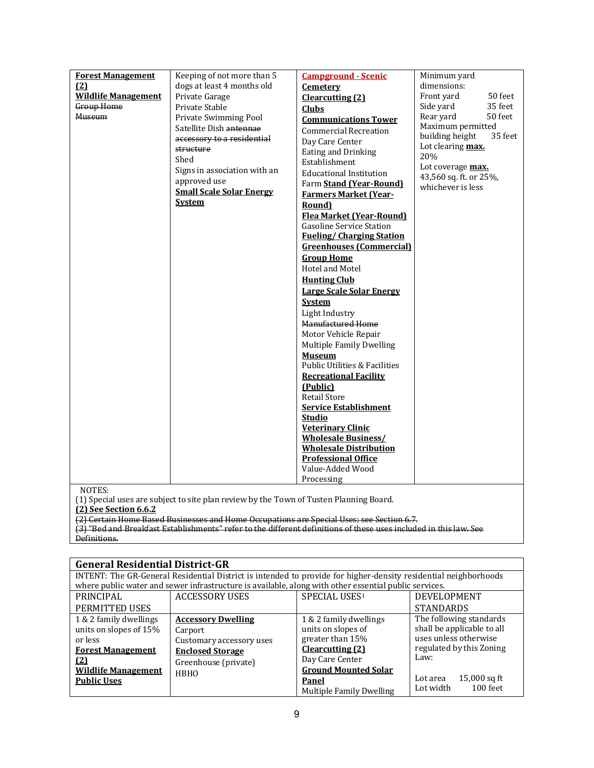| | | | |
|---|---|---|---|
| **Forest Management (2)**<br>**Wildlife Management**<br>~~Group Home~~<br>~~Museum~~ | Keeping of not more than 5 dogs at least 4 months old<br>Private Garage<br>Private Stable<br>Private Swimming Pool<br>Satellite Dish ~~antennae accessory to a residential structure~~<br>Shed<br>Signs in association with an approved use<br>**Small Scale Solar Energy System** | **Campground - Scenic**<br>**Cemetery**<br>**Clearcutting (2)**<br>**Clubs**<br>**Communications Tower**<br>Commercial Recreation<br>Day Care Center<br>Eating and Drinking Establishment<br>Educational Institution<br>Farm **Stand (Year-Round)**<br>**Farmers Market (Year-Round)**<br>**Flea Market (Year-Round)**<br>Gasoline Service Station<br>**Fueling/ Charging Station**<br>**Greenhouses (Commercial)**<br>**Group Home**<br>Hotel and Motel<br>**Hunting Club**<br>**Large Scale Solar Energy System**<br>Light Industry<br>~~Manufactured Home~~<br>Motor Vehicle Repair<br>Multiple Family Dwelling<br>**Museum**<br>Public Utilities & Facilities<br>**Recreational Facility (Public)**<br>Retail Store<br>**Service Establishment**<br>**Studio**<br>**Veterinary Clinic**<br>**Wholesale Business/ Wholesale Distribution**<br>**Professional Office**<br>Value-Added Wood Processing | Minimum yard dimensions:<br>Front yard 50 feet<br>Side yard 35 feet<br>Rear yard 50 feet<br>Maximum permitted building height 35 feet<br>Lot clearing **max.** 20%<br>Lot coverage **max.** 43,560 sq. ft. or 25%, whichever is less |

NOTES:
(1) Special uses are subject to site plan review by the Town of Tusten Planning Board.
**(2) See Section 6.6.2**
~~(2) Certain Home Based Businesses and Home Occupations are Special Uses; see Section 6.7.~~
~~(3) "Bed and Breakfast Establishments" refer to the different definitions of these uses included in this law. See Definitions.~~

## General Residential District-GR

INTENT: The GR-General Residential District is intended to provide for higher-density residential neighborhoods where public water and sewer infrastructure is available, along with other essential public services.

| PRINCIPAL PERMITTED USES | ACCESSORY USES | SPECIAL USES[1] | DEVELOPMENT STANDARDS |
|---|---|---|---|
| 1 & 2 family dwellings units on slopes of 15% or less<br>**Forest Management (2)**<br>**Wildlife Management**<br>**Public Uses** | **Accessory Dwelling**<br>Carport<br>Customary accessory uses<br>**Enclosed Storage**<br>Greenhouse (private)<br>HBHO | 1 & 2 family dwellings units on slopes of greater than 15%<br>**Clearcutting (2)**<br>Day Care Center<br>**Ground Mounted Solar Panel**<br>Multiple Family Dwelling | The following standards shall be applicable to all uses unless otherwise regulated by this Zoning Law:<br><br>Lot area 15,000 sq ft<br>Lot width 100 feet |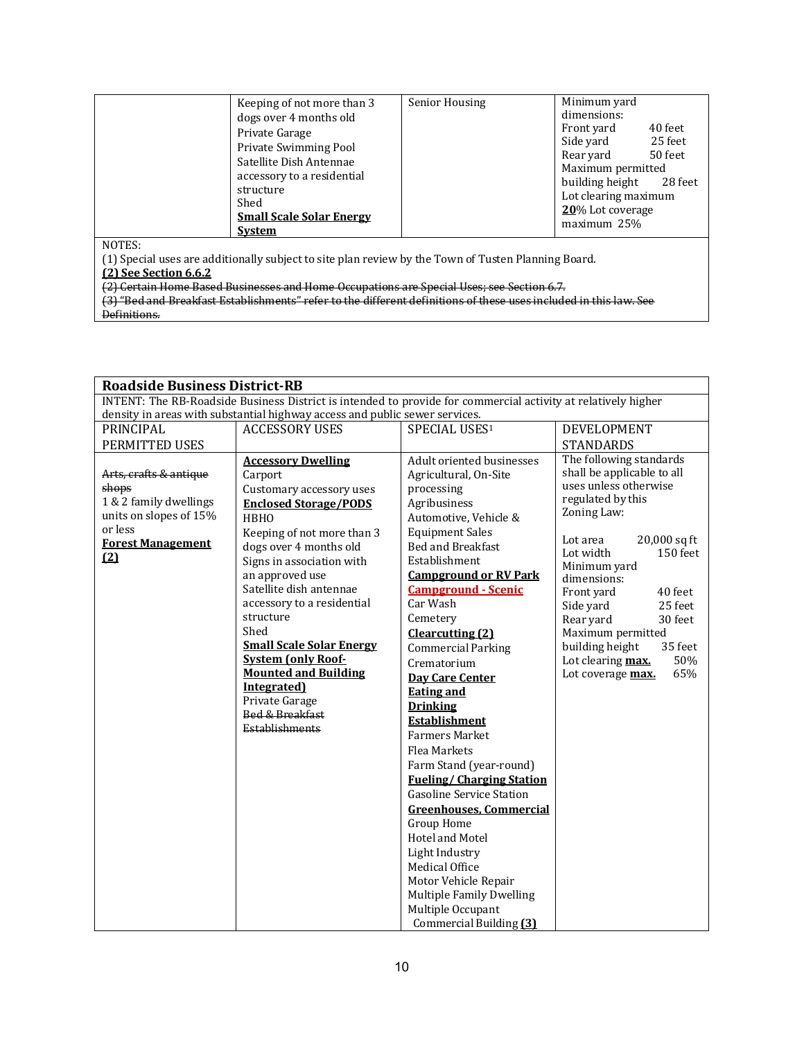| | | | |
|---|---|---|---|
| | Keeping of not more than 3 dogs over 4 months old<br>Private Garage<br>Private Swimming Pool<br>Satellite Dish Antennae accessory to a residential structure<br>Shed<br>**Small Scale Solar Energy System** | Senior Housing | Minimum yard dimensions:<br>Front yard 40 feet<br>Side yard 25 feet<br>Rear yard 50 feet<br>Maximum permitted building height 28 feet<br>Lot clearing maximum **20**% Lot coverage maximum 25% |

NOTES:
(1) Special uses are additionally subject to site plan review by the Town of Tusten Planning Board.
**(2) See Section 6.6.2**
~~(2) Certain Home Based Businesses and Home Occupations are Special Uses; see Section 6.7.~~
~~(3) "Bed and Breakfast Establishments" refer to the different definitions of these uses included in this law. See Definitions.~~

| **Roadside Business District-RB** | | | |
|---|---|---|---|
| INTENT: The RB-Roadside Business District is intended to provide for commercial activity at relatively higher density in areas with substantial highway access and public sewer services. | | | |
| PRINCIPAL PERMITTED USES | ACCESSORY USES | SPECIAL USES[1] | DEVELOPMENT STANDARDS |
| ~~Arts, crafts & antique shops~~<br>1 & 2 family dwellings units on slopes of 15% or less<br>**Forest Management (2)** | **Accessory Dwelling**<br>Carport<br>Customary accessory uses<br>**Enclosed Storage/PODS**<br>HBHO<br>Keeping of not more than 3 dogs over 4 months old<br>Signs in association with an approved use<br>Satellite dish antennae accessory to a residential structure<br>Shed<br>**Small Scale Solar Energy System (only Roof-Mounted and Building Integrated)**<br>Private Garage<br>~~Bed & Breakfast Establishments~~ | Adult oriented businesses<br>Agricultural, On-Site processing<br>Agribusiness<br>Automotive, Vehicle & Equipment Sales<br>Bed and Breakfast Establishment<br>**Campground or RV Park**<br>**Campground - Scenic**<br>Car Wash<br>Cemetery<br>**Clearcutting (2)**<br>Commercial Parking<br>Crematorium<br>**Day Care Center**<br>**Eating and Drinking Establishment**<br>Farmers Market<br>Flea Markets<br>Farm Stand (year-round)<br>**Fueling/ Charging Station**<br>Gasoline Service Station<br>**Greenhouses, Commercial**<br>Group Home<br>Hotel and Motel<br>Light Industry<br>Medical Office<br>Motor Vehicle Repair<br>Multiple Family Dwelling<br>Multiple Occupant Commercial Building **(3)** | The following standards shall be applicable to all uses unless otherwise regulated by this Zoning Law:<br><br>Lot area 20,000 sq ft<br>Lot width 150 feet<br>Minimum yard dimensions:<br>Front yard 40 feet<br>Side yard 25 feet<br>Rear yard 30 feet<br>Maximum permitted building height 35 feet<br>Lot clearing **max.** 50%<br>Lot coverage **max.** 65% |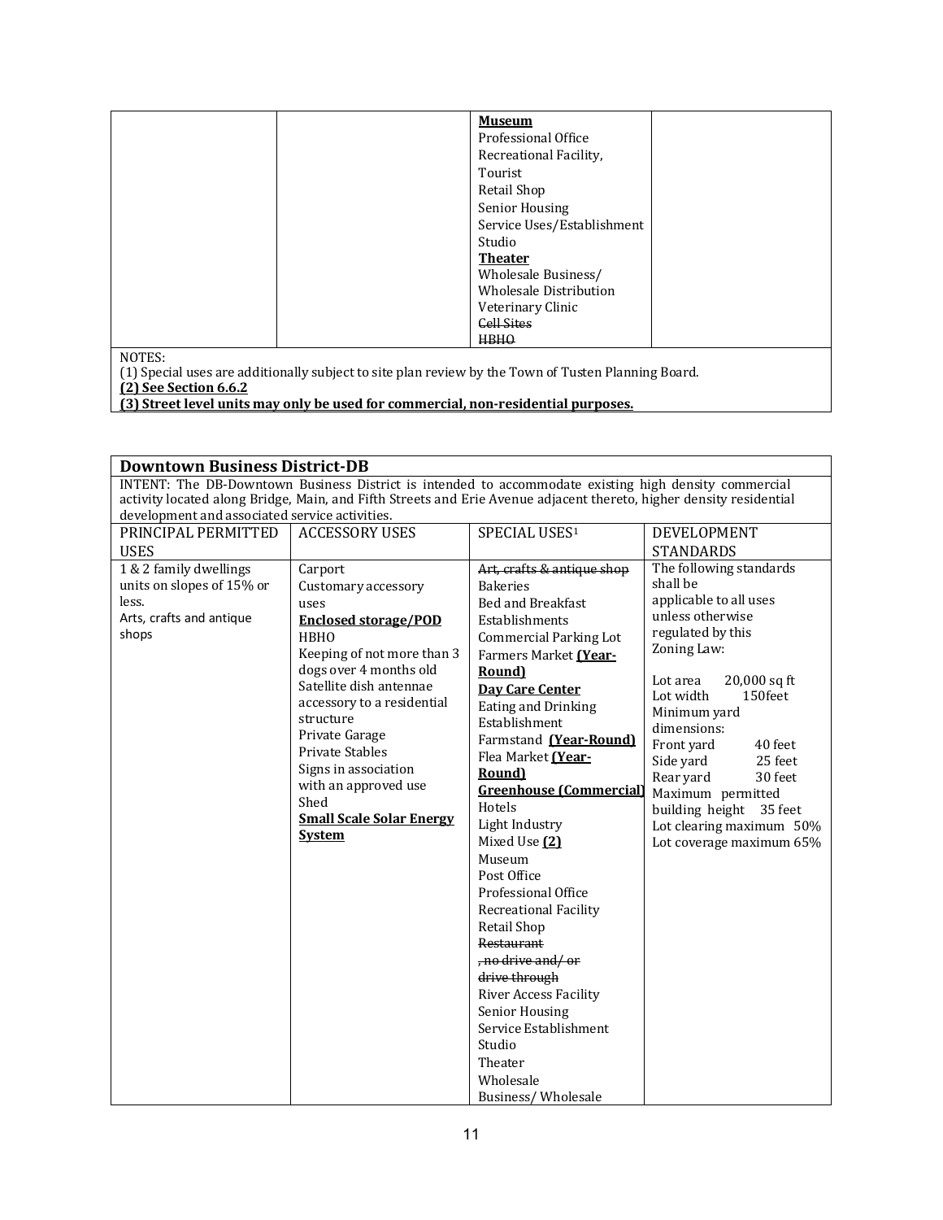| | | **Museum**<br>Professional Office<br>Recreational Facility, Tourist<br>Retail Shop<br>Senior Housing<br>Service Uses/Establishment<br>Studio<br>**Theater**<br>Wholesale Business/ Wholesale Distribution<br>Veterinary Clinic<br>~~Cell Sites~~<br>~~HBHO~~ | |
|---|---|---|---|

NOTES:
(1) Special uses are additionally subject to site plan review by the Town of Tusten Planning Board.
**(2) See Section 6.6.2**
**(3) Street level units may only be used for commercial, non-residential purposes.**

| Downtown Business District-DB | | | |
|---|---|---|---|
| INTENT: The DB-Downtown Business District is intended to accommodate existing high density commercial activity located along Bridge, Main, and Fifth Streets and Erie Avenue adjacent thereto, higher density residential development and associated service activities. | | | |
| PRINCIPAL PERMITTED USES | ACCESSORY USES | SPECIAL USES[1] | DEVELOPMENT STANDARDS |
| 1 & 2 family dwellings units on slopes of 15% or less.<br>Arts, crafts and antique shops | Carport<br>Customary accessory uses<br>**Enclosed storage/POD**<br>HBHO<br>Keeping of not more than 3 dogs over 4 months old<br>Satellite dish antennae accessory to a residential structure<br>Private Garage<br>Private Stables<br>Signs in association with an approved use<br>Shed<br>**Small Scale Solar Energy System** | ~~Art, crafts & antique shop~~<br>Bakeries<br>Bed and Breakfast Establishments<br>Commercial Parking Lot<br>Farmers Market **(Year-Round)**<br>**Day Care Center**<br>Eating and Drinking Establishment<br>Farmstand **(Year-Round)**<br>Flea Market **(Year-Round)**<br>**Greenhouse (Commercial)**<br>Hotels<br>Light Industry<br>Mixed Use **(2)**<br>Museum<br>Post Office<br>Professional Office<br>Recreational Facility<br>Retail Shop<br>~~Restaurant~~<br>~~, no drive and/ or drive through~~<br>River Access Facility<br>Senior Housing<br>Service Establishment<br>Studio<br>Theater<br>Wholesale Business/ Wholesale | The following standards shall be applicable to all uses unless otherwise regulated by this Zoning Law:<br><br>Lot area 20,000 sq ft<br>Lot width 150feet<br>Minimum yard dimensions:<br>Front yard 40 feet<br>Side yard 25 feet<br>Rear yard 30 feet<br>Maximum permitted building height 35 feet<br>Lot clearing maximum 50%<br>Lot coverage maximum 65% |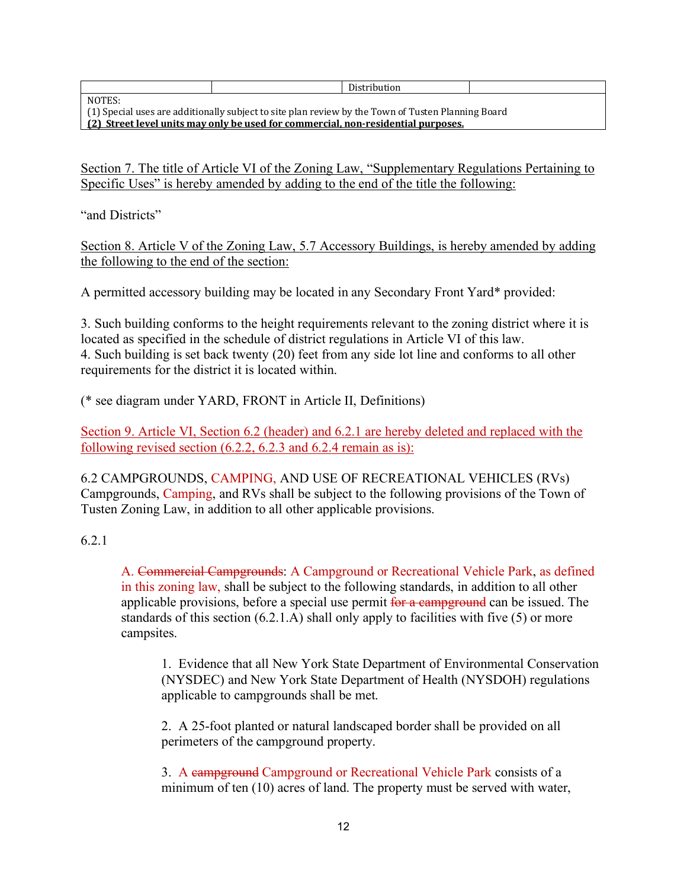| | | Distribution | |
|---|---|---|---|
| NOTES: (1) Special uses are additionally subject to site plan review by the Town of Tusten Planning Board **(2) Street level units may only be used for commercial, non-residential purposes.** | | | |

Section 7. The title of Article VI of the Zoning Law, "Supplementary Regulations Pertaining to Specific Uses" is hereby amended by adding to the end of the title the following:

"and Districts"

Section 8. Article V of the Zoning Law, 5.7 Accessory Buildings, is hereby amended by adding the following to the end of the section:

A permitted accessory building may be located in any Secondary Front Yard* provided:

3. Such building conforms to the height requirements relevant to the zoning district where it is located as specified in the schedule of district regulations in Article VI of this law.
4. Such building is set back twenty (20) feet from any side lot line and conforms to all other requirements for the district it is located within.

(* see diagram under YARD, FRONT in Article II, Definitions)

Section 9. Article VI, Section 6.2 (header) and 6.2.1 are hereby deleted and replaced with the following revised section (6.2.2, 6.2.3 and 6.2.4 remain as is):

6.2 CAMPGROUNDS, CAMPING, AND USE OF RECREATIONAL VEHICLES (RVs)
Campgrounds, Camping, and RVs shall be subject to the following provisions of the Town of Tusten Zoning Law, in addition to all other applicable provisions.

6.2.1

A. ~~Commercial Campgrounds~~: A Campground or Recreational Vehicle Park, as defined in this zoning law, shall be subject to the following standards, in addition to all other applicable provisions, before a special use permit ~~for a campground~~ can be issued. The standards of this section (6.2.1.A) shall only apply to facilities with five (5) or more campsites.

1. Evidence that all New York State Department of Environmental Conservation (NYSDEC) and New York State Department of Health (NYSDOH) regulations applicable to campgrounds shall be met.

2. A 25-foot planted or natural landscaped border shall be provided on all perimeters of the campground property.

3. A ~~campground~~ Campground or Recreational Vehicle Park consists of a minimum of ten (10) acres of land. The property must be served with water,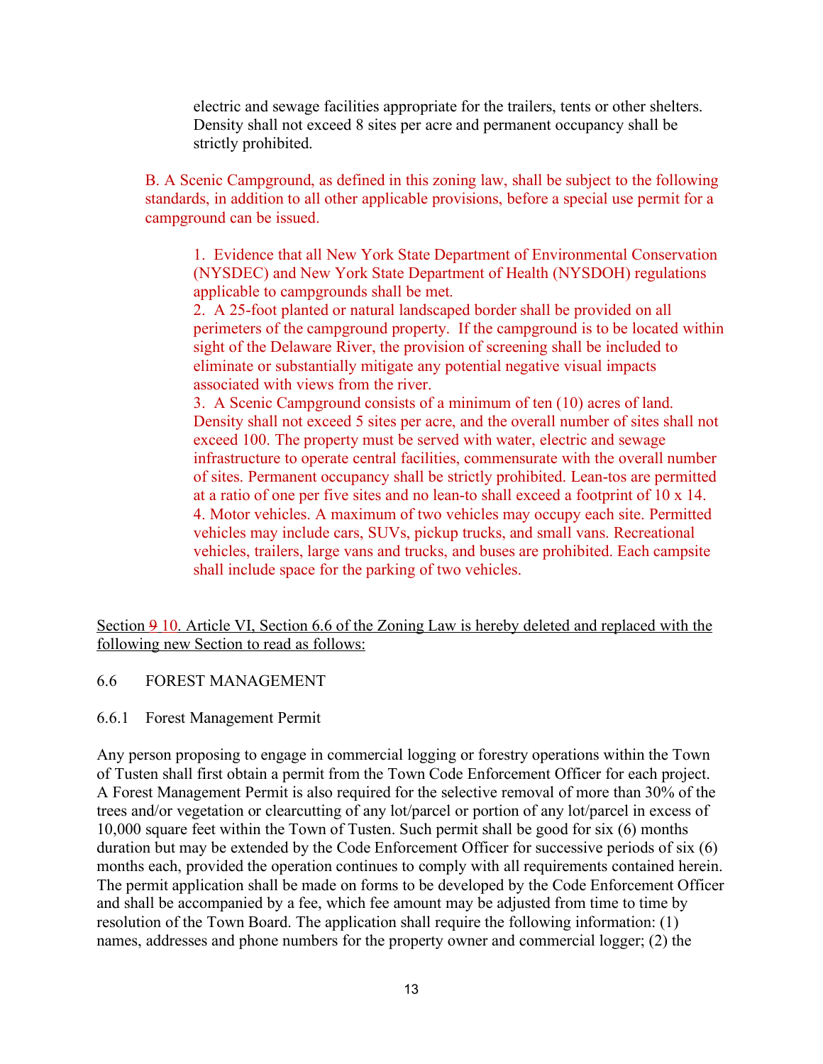electric and sewage facilities appropriate for the trailers, tents or other shelters. Density shall not exceed 8 sites per acre and permanent occupancy shall be strictly prohibited.

B. A Scenic Campground, as defined in this zoning law, shall be subject to the following standards, in addition to all other applicable provisions, before a special use permit for a campground can be issued.

1. Evidence that all New York State Department of Environmental Conservation (NYSDEC) and New York State Department of Health (NYSDOH) regulations applicable to campgrounds shall be met.
2. A 25-foot planted or natural landscaped border shall be provided on all perimeters of the campground property. If the campground is to be located within sight of the Delaware River, the provision of screening shall be included to eliminate or substantially mitigate any potential negative visual impacts associated with views from the river.
3. A Scenic Campground consists of a minimum of ten (10) acres of land. Density shall not exceed 5 sites per acre, and the overall number of sites shall not exceed 100. The property must be served with water, electric and sewage infrastructure to operate central facilities, commensurate with the overall number of sites. Permanent occupancy shall be strictly prohibited. Lean-tos are permitted at a ratio of one per five sites and no lean-to shall exceed a footprint of 10 x 14.
4. Motor vehicles. A maximum of two vehicles may occupy each site. Permitted vehicles may include cars, SUVs, pickup trucks, and small vans. Recreational vehicles, trailers, large vans and trucks, and buses are prohibited. Each campsite shall include space for the parking of two vehicles.

<u>Section ~~9~~ 10. Article VI, Section 6.6 of the Zoning Law is hereby deleted and replaced with the following new Section to read as follows:</u>

6.6 FOREST MANAGEMENT

6.6.1 Forest Management Permit

Any person proposing to engage in commercial logging or forestry operations within the Town of Tusten shall first obtain a permit from the Town Code Enforcement Officer for each project. A Forest Management Permit is also required for the selective removal of more than 30% of the trees and/or vegetation or clearcutting of any lot/parcel or portion of any lot/parcel in excess of 10,000 square feet within the Town of Tusten. Such permit shall be good for six (6) months duration but may be extended by the Code Enforcement Officer for successive periods of six (6) months each, provided the operation continues to comply with all requirements contained herein. The permit application shall be made on forms to be developed by the Code Enforcement Officer and shall be accompanied by a fee, which fee amount may be adjusted from time to time by resolution of the Town Board. The application shall require the following information: (1) names, addresses and phone numbers for the property owner and commercial logger; (2) the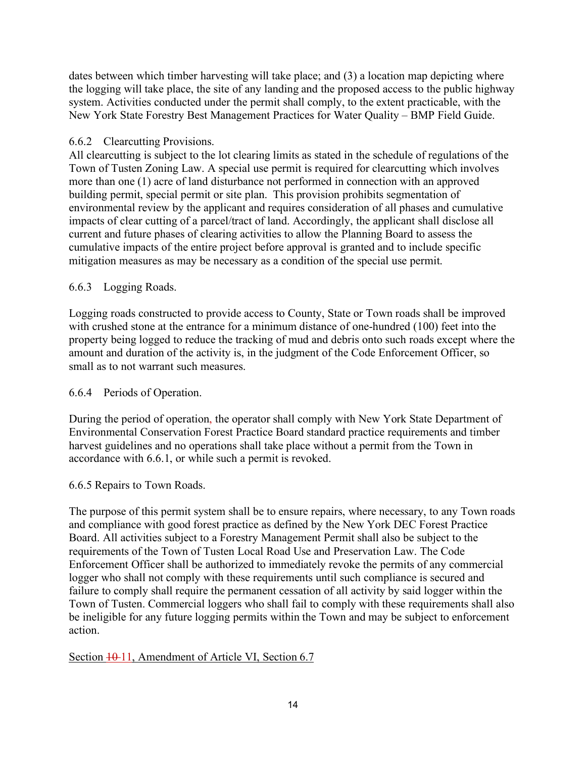dates between which timber harvesting will take place; and (3) a location map depicting where the logging will take place, the site of any landing and the proposed access to the public highway system. Activities conducted under the permit shall comply, to the extent practicable, with the New York State Forestry Best Management Practices for Water Quality – BMP Field Guide.

6.6.2 Clearcutting Provisions.
All clearcutting is subject to the lot clearing limits as stated in the schedule of regulations of the Town of Tusten Zoning Law. A special use permit is required for clearcutting which involves more than one (1) acre of land disturbance not performed in connection with an approved building permit, special permit or site plan. This provision prohibits segmentation of environmental review by the applicant and requires consideration of all phases and cumulative impacts of clear cutting of a parcel/tract of land. Accordingly, the applicant shall disclose all current and future phases of clearing activities to allow the Planning Board to assess the cumulative impacts of the entire project before approval is granted and to include specific mitigation measures as may be necessary as a condition of the special use permit.

6.6.3 Logging Roads.

Logging roads constructed to provide access to County, State or Town roads shall be improved with crushed stone at the entrance for a minimum distance of one-hundred (100) feet into the property being logged to reduce the tracking of mud and debris onto such roads except where the amount and duration of the activity is, in the judgment of the Code Enforcement Officer, so small as to not warrant such measures.

6.6.4 Periods of Operation.

During the period of operation, the operator shall comply with New York State Department of Environmental Conservation Forest Practice Board standard practice requirements and timber harvest guidelines and no operations shall take place without a permit from the Town in accordance with 6.6.1, or while such a permit is revoked.

6.6.5 Repairs to Town Roads.

The purpose of this permit system shall be to ensure repairs, where necessary, to any Town roads and compliance with good forest practice as defined by the New York DEC Forest Practice Board. All activities subject to a Forestry Management Permit shall also be subject to the requirements of the Town of Tusten Local Road Use and Preservation Law. The Code Enforcement Officer shall be authorized to immediately revoke the permits of any commercial logger who shall not comply with these requirements until such compliance is secured and failure to comply shall require the permanent cessation of all activity by said logger within the Town of Tusten. Commercial loggers who shall fail to comply with these requirements shall also be ineligible for any future logging permits within the Town and may be subject to enforcement action.

Section ~~10~~ 11, Amendment of Article VI, Section 6.7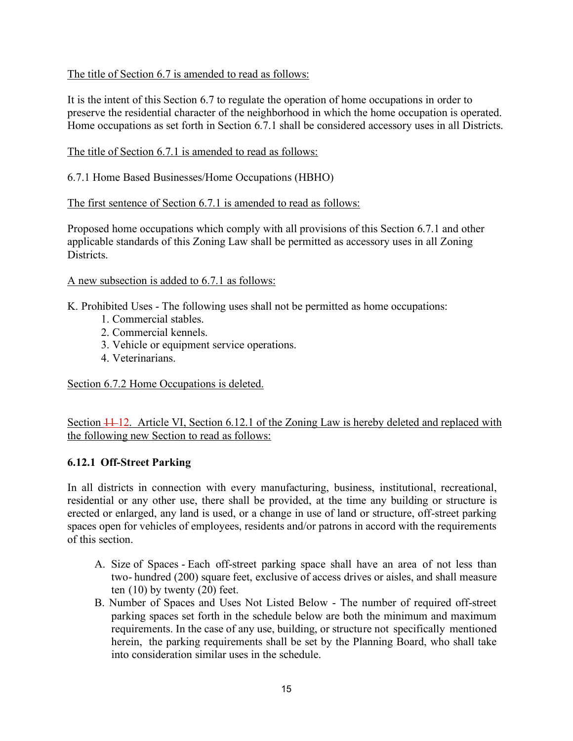The title of Section 6.7 is amended to read as follows:

It is the intent of this Section 6.7 to regulate the operation of home occupations in order to preserve the residential character of the neighborhood in which the home occupation is operated. Home occupations as set forth in Section 6.7.1 shall be considered accessory uses in all Districts.

The title of Section 6.7.1 is amended to read as follows:

6.7.1 Home Based Businesses/Home Occupations (HBHO)

The first sentence of Section 6.7.1 is amended to read as follows:

Proposed home occupations which comply with all provisions of this Section 6.7.1 and other applicable standards of this Zoning Law shall be permitted as accessory uses in all Zoning Districts.

A new subsection is added to 6.7.1 as follows:

K. Prohibited Uses - The following uses shall not be permitted as home occupations:

1. Commercial stables.
2. Commercial kennels.
3. Vehicle or equipment service operations.
4. Veterinarians.

Section 6.7.2 Home Occupations is deleted.

Section ~~11~~ 12. Article VI, Section 6.12.1 of the Zoning Law is hereby deleted and replaced with the following new Section to read as follows:

**6.12.1 Off-Street Parking**

In all districts in connection with every manufacturing, business, institutional, recreational, residential or any other use, there shall be provided, at the time any building or structure is erected or enlarged, any land is used, or a change in use of land or structure, off-street parking spaces open for vehicles of employees, residents and/or patrons in accord with the requirements of this section.

A. Size of Spaces - Each off-street parking space shall have an area of not less than two- hundred (200) square feet, exclusive of access drives or aisles, and shall measure ten (10) by twenty (20) feet.
B. Number of Spaces and Uses Not Listed Below - The number of required off-street parking spaces set forth in the schedule below are both the minimum and maximum requirements. In the case of any use, building, or structure not specifically mentioned herein, the parking requirements shall be set by the Planning Board, who shall take into consideration similar uses in the schedule.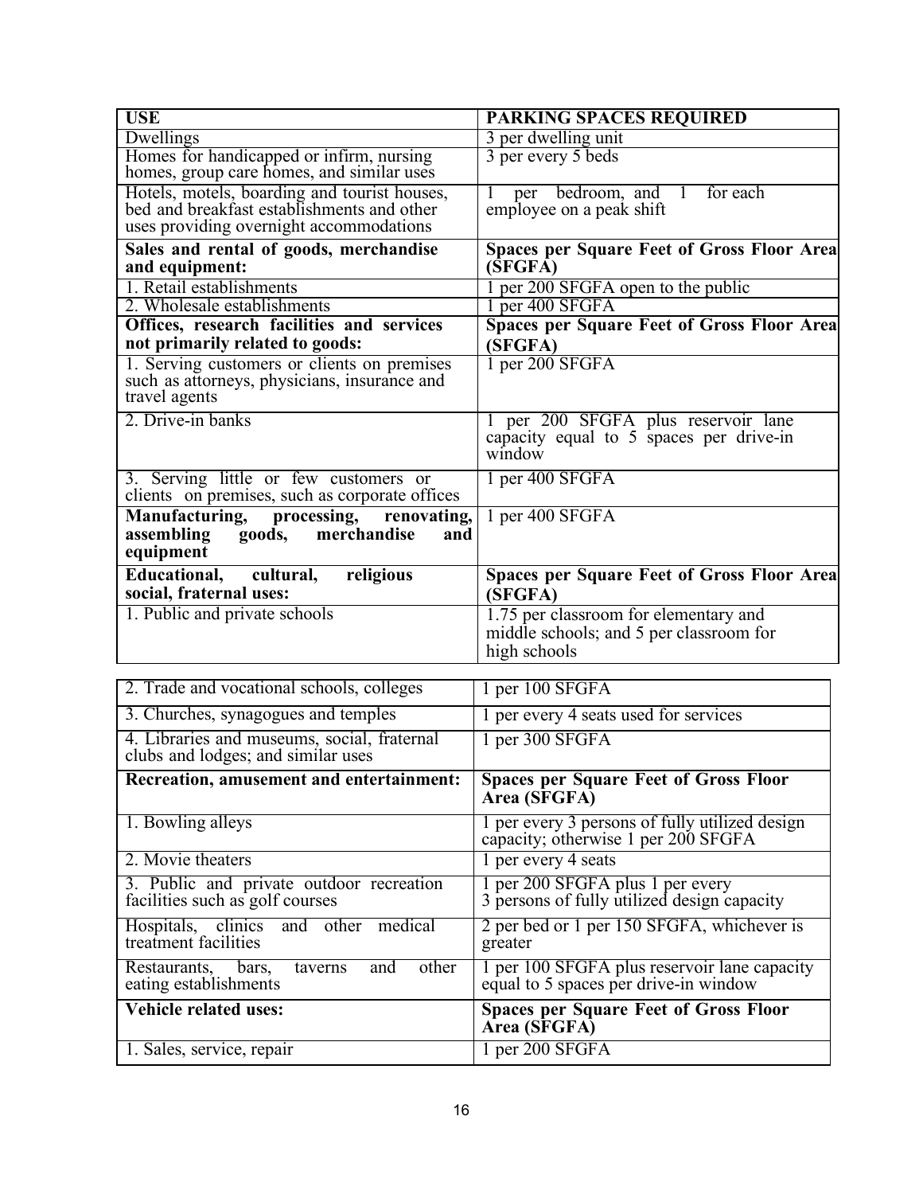| USE | PARKING SPACES REQUIRED |
|---|---|
| Dwellings | 3 per dwelling unit |
| Homes for handicapped or infirm, nursing homes, group care homes, and similar uses | 3 per every 5 beds |
| Hotels, motels, boarding and tourist houses, bed and breakfast establishments and other uses providing overnight accommodations | 1 per bedroom, and 1 for each employee on a peak shift |
| **Sales and rental of goods, merchandise and equipment:** | **Spaces per Square Feet of Gross Floor Area (SFGFA)** |
| 1. Retail establishments | 1 per 200 SFGFA open to the public |
| 2. Wholesale establishments | 1 per 400 SFGFA |
| **Offices, research facilities and services not primarily related to goods:** | **Spaces per Square Feet of Gross Floor Area (SFGFA)** |
| 1. Serving customers or clients on premises such as attorneys, physicians, insurance and travel agents | 1 per 200 SFGFA |
| 2. Drive-in banks | 1 per 200 SFGFA plus reservoir lane capacity equal to 5 spaces per drive-in window |
| 3. Serving little or few customers or clients on premises, such as corporate offices | 1 per 400 SFGFA |
| **Manufacturing, processing, renovating, assembling goods, merchandise and equipment** | 1 per 400 SFGFA |
| **Educational, cultural, religious social, fraternal uses:** | **Spaces per Square Feet of Gross Floor Area (SFGFA)** |
| 1. Public and private schools | 1.75 per classroom for elementary and middle schools; and 5 per classroom for high schools |
| 2. Trade and vocational schools, colleges | 1 per 100 SFGFA |
| 3. Churches, synagogues and temples | 1 per every 4 seats used for services |
| 4. Libraries and museums, social, fraternal clubs and lodges; and similar uses | 1 per 300 SFGFA |
| **Recreation, amusement and entertainment:** | **Spaces per Square Feet of Gross Floor Area (SFGFA)** |
| 1. Bowling alleys | 1 per every 3 persons of fully utilized design capacity; otherwise 1 per 200 SFGFA |
| 2. Movie theaters | 1 per every 4 seats |
| 3. Public and private outdoor recreation facilities such as golf courses | 1 per 200 SFGFA plus 1 per every 3 persons of fully utilized design capacity |
| Hospitals, clinics and other medical treatment facilities | 2 per bed or 1 per 150 SFGFA, whichever is greater |
| Restaurants, bars, taverns and other eating establishments | 1 per 100 SFGFA plus reservoir lane capacity equal to 5 spaces per drive-in window |
| **Vehicle related uses:** | **Spaces per Square Feet of Gross Floor Area (SFGFA)** |
| 1. Sales, service, repair | 1 per 200 SFGFA |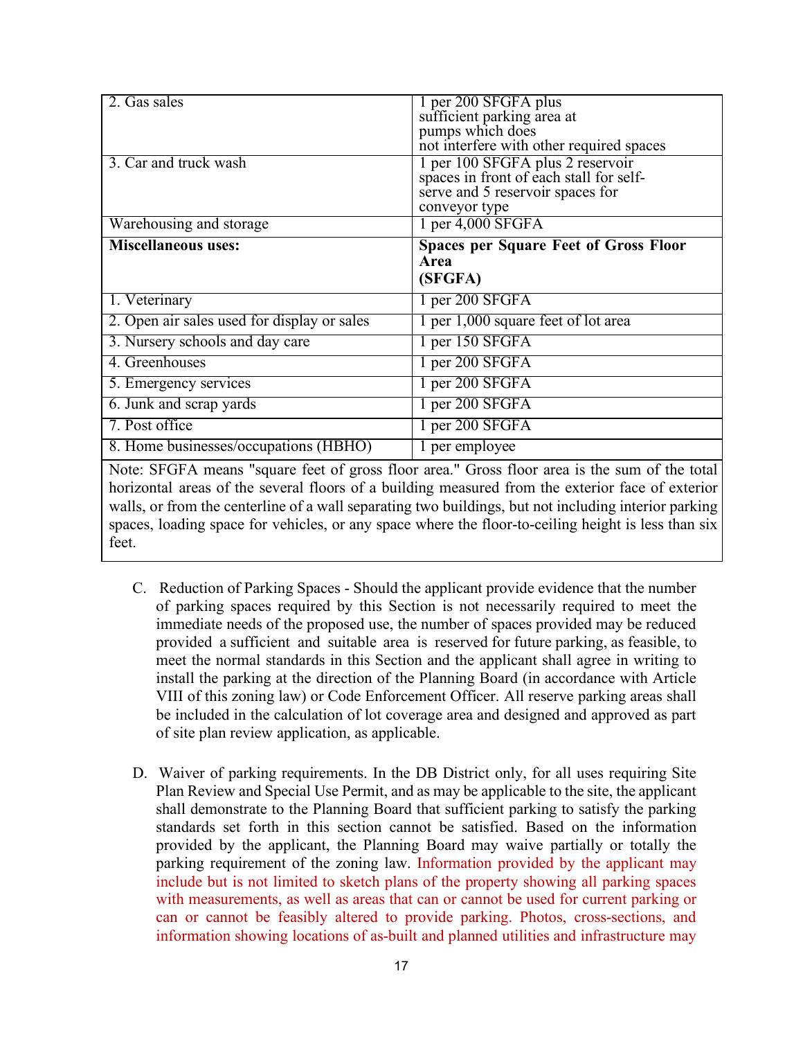| | |
|---|---|
| 2. Gas sales | 1 per 200 SFGFA plus sufficient parking area at pumps which does not interfere with other required spaces |
| 3. Car and truck wash | 1 per 100 SFGFA plus 2 reservoir spaces in front of each stall for self-serve and 5 reservoir spaces for conveyor type |
| Warehousing and storage | 1 per 4,000 SFGFA |
| **Miscellaneous uses:** | **Spaces per Square Feet of Gross Floor Area (SFGFA)** |
| 1. Veterinary | 1 per 200 SFGFA |
| 2. Open air sales used for display or sales | 1 per 1,000 square feet of lot area |
| 3. Nursery schools and day care | 1 per 150 SFGFA |
| 4. Greenhouses | 1 per 200 SFGFA |
| 5. Emergency services | 1 per 200 SFGFA |
| 6. Junk and scrap yards | 1 per 200 SFGFA |
| 7. Post office | 1 per 200 SFGFA |
| 8. Home businesses/occupations (HBHO) | 1 per employee |

Note: SFGFA means "square feet of gross floor area." Gross floor area is the sum of the total horizontal areas of the several floors of a building measured from the exterior face of exterior walls, or from the centerline of a wall separating two buildings, but not including interior parking spaces, loading space for vehicles, or any space where the floor-to-ceiling height is less than six feet.

C. Reduction of Parking Spaces - Should the applicant provide evidence that the number of parking spaces required by this Section is not necessarily required to meet the immediate needs of the proposed use, the number of spaces provided may be reduced provided a sufficient and suitable area is reserved for future parking, as feasible, to meet the normal standards in this Section and the applicant shall agree in writing to install the parking at the direction of the Planning Board (in accordance with Article VIII of this zoning law) or Code Enforcement Officer. All reserve parking areas shall be included in the calculation of lot coverage area and designed and approved as part of site plan review application, as applicable.

D. Waiver of parking requirements. In the DB District only, for all uses requiring Site Plan Review and Special Use Permit, and as may be applicable to the site, the applicant shall demonstrate to the Planning Board that sufficient parking to satisfy the parking standards set forth in this section cannot be satisfied. Based on the information provided by the applicant, the Planning Board may waive partially or totally the parking requirement of the zoning law. Information provided by the applicant may include but is not limited to sketch plans of the property showing all parking spaces with measurements, as well as areas that can or cannot be used for current parking or can or cannot be feasibly altered to provide parking. Photos, cross-sections, and information showing locations of as-built and planned utilities and infrastructure may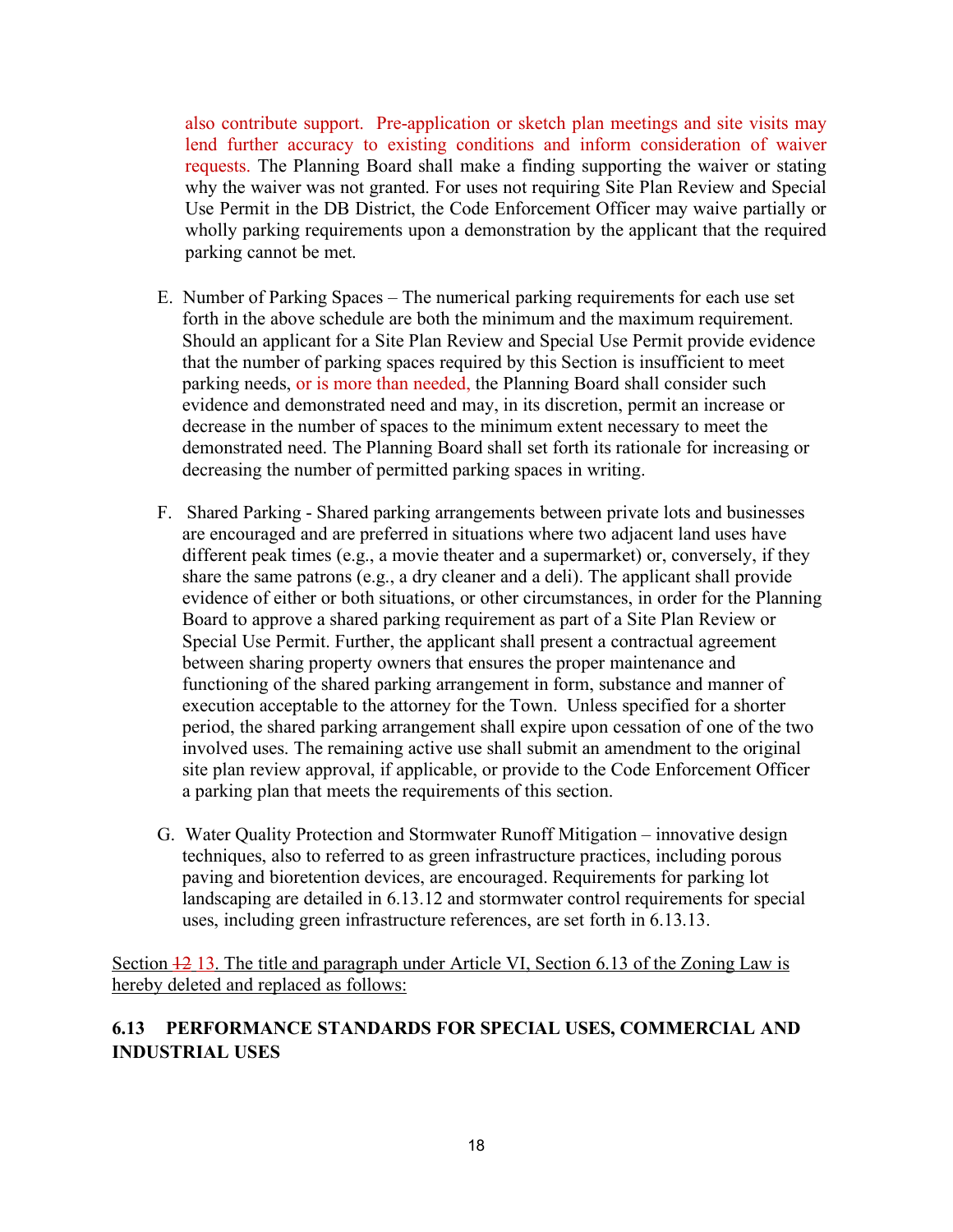also contribute support. Pre-application or sketch plan meetings and site visits may lend further accuracy to existing conditions and inform consideration of waiver requests. The Planning Board shall make a finding supporting the waiver or stating why the waiver was not granted. For uses not requiring Site Plan Review and Special Use Permit in the DB District, the Code Enforcement Officer may waive partially or wholly parking requirements upon a demonstration by the applicant that the required parking cannot be met.

E. Number of Parking Spaces – The numerical parking requirements for each use set forth in the above schedule are both the minimum and the maximum requirement. Should an applicant for a Site Plan Review and Special Use Permit provide evidence that the number of parking spaces required by this Section is insufficient to meet parking needs, or is more than needed, the Planning Board shall consider such evidence and demonstrated need and may, in its discretion, permit an increase or decrease in the number of spaces to the minimum extent necessary to meet the demonstrated need. The Planning Board shall set forth its rationale for increasing or decreasing the number of permitted parking spaces in writing.

F. Shared Parking - Shared parking arrangements between private lots and businesses are encouraged and are preferred in situations where two adjacent land uses have different peak times (e.g., a movie theater and a supermarket) or, conversely, if they share the same patrons (e.g., a dry cleaner and a deli). The applicant shall provide evidence of either or both situations, or other circumstances, in order for the Planning Board to approve a shared parking requirement as part of a Site Plan Review or Special Use Permit. Further, the applicant shall present a contractual agreement between sharing property owners that ensures the proper maintenance and functioning of the shared parking arrangement in form, substance and manner of execution acceptable to the attorney for the Town. Unless specified for a shorter period, the shared parking arrangement shall expire upon cessation of one of the two involved uses. The remaining active use shall submit an amendment to the original site plan review approval, if applicable, or provide to the Code Enforcement Officer a parking plan that meets the requirements of this section.

G. Water Quality Protection and Stormwater Runoff Mitigation – innovative design techniques, also to referred to as green infrastructure practices, including porous paving and bioretention devices, are encouraged. Requirements for parking lot landscaping are detailed in 6.13.12 and stormwater control requirements for special uses, including green infrastructure references, are set forth in 6.13.13.

Section ~~12~~ 13. The title and paragraph under Article VI, Section 6.13 of the Zoning Law is hereby deleted and replaced as follows:

**6.13 PERFORMANCE STANDARDS FOR SPECIAL USES, COMMERCIAL AND INDUSTRIAL USES**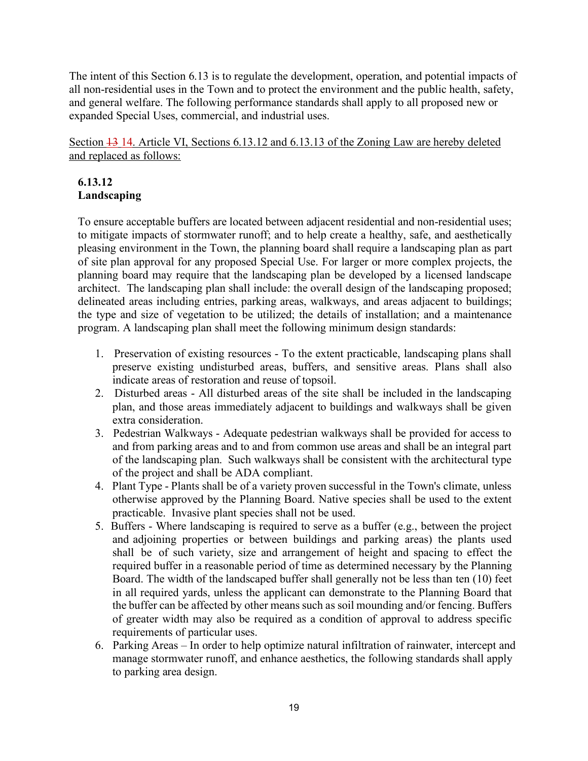The intent of this Section 6.13 is to regulate the development, operation, and potential impacts of all non-residential uses in the Town and to protect the environment and the public health, safety, and general welfare. The following performance standards shall apply to all proposed new or expanded Special Uses, commercial, and industrial uses.

Section ~~13~~ 14. Article VI, Sections 6.13.12 and 6.13.13 of the Zoning Law are hereby deleted and replaced as follows:

**6.13.12**
**Landscaping**

To ensure acceptable buffers are located between adjacent residential and non-residential uses; to mitigate impacts of stormwater runoff; and to help create a healthy, safe, and aesthetically pleasing environment in the Town, the planning board shall require a landscaping plan as part of site plan approval for any proposed Special Use. For larger or more complex projects, the planning board may require that the landscaping plan be developed by a licensed landscape architect. The landscaping plan shall include: the overall design of the landscaping proposed; delineated areas including entries, parking areas, walkways, and areas adjacent to buildings; the type and size of vegetation to be utilized; the details of installation; and a maintenance program. A landscaping plan shall meet the following minimum design standards:

1. Preservation of existing resources - To the extent practicable, landscaping plans shall preserve existing undisturbed areas, buffers, and sensitive areas. Plans shall also indicate areas of restoration and reuse of topsoil.
2. Disturbed areas - All disturbed areas of the site shall be included in the landscaping plan, and those areas immediately adjacent to buildings and walkways shall be given extra consideration.
3. Pedestrian Walkways - Adequate pedestrian walkways shall be provided for access to and from parking areas and to and from common use areas and shall be an integral part of the landscaping plan. Such walkways shall be consistent with the architectural type of the project and shall be ADA compliant.
4. Plant Type - Plants shall be of a variety proven successful in the Town's climate, unless otherwise approved by the Planning Board. Native species shall be used to the extent practicable. Invasive plant species shall not be used.
5. Buffers - Where landscaping is required to serve as a buffer (e.g., between the project and adjoining properties or between buildings and parking areas) the plants used shall be of such variety, size and arrangement of height and spacing to effect the required buffer in a reasonable period of time as determined necessary by the Planning Board. The width of the landscaped buffer shall generally not be less than ten (10) feet in all required yards, unless the applicant can demonstrate to the Planning Board that the buffer can be affected by other means such as soil mounding and/or fencing. Buffers of greater width may also be required as a condition of approval to address specific requirements of particular uses.
6. Parking Areas – In order to help optimize natural infiltration of rainwater, intercept and manage stormwater runoff, and enhance aesthetics, the following standards shall apply to parking area design.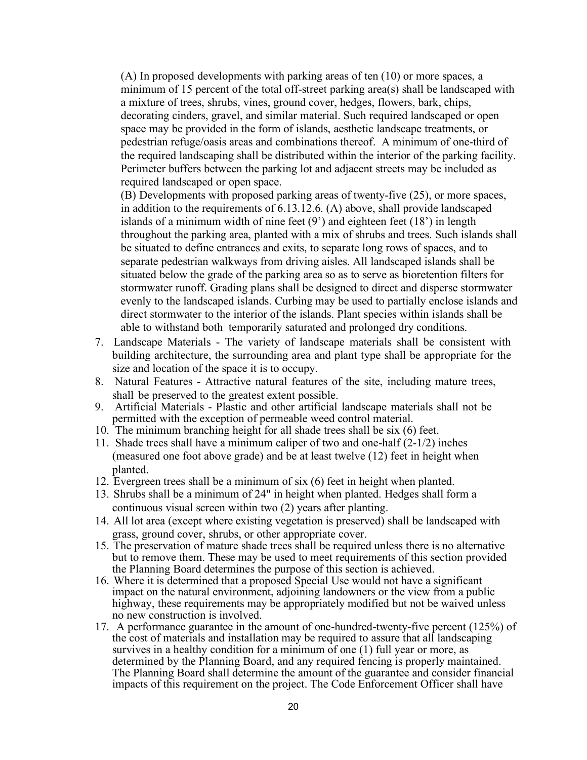(A) In proposed developments with parking areas of ten (10) or more spaces, a minimum of 15 percent of the total off-street parking area(s) shall be landscaped with a mixture of trees, shrubs, vines, ground cover, hedges, flowers, bark, chips, decorating cinders, gravel, and similar material. Such required landscaped or open space may be provided in the form of islands, aesthetic landscape treatments, or pedestrian refuge/oasis areas and combinations thereof. A minimum of one-third of the required landscaping shall be distributed within the interior of the parking facility. Perimeter buffers between the parking lot and adjacent streets may be included as required landscaped or open space.

(B) Developments with proposed parking areas of twenty-five (25), or more spaces, in addition to the requirements of 6.13.12.6. (A) above, shall provide landscaped islands of a minimum width of nine feet (9') and eighteen feet (18') in length throughout the parking area, planted with a mix of shrubs and trees. Such islands shall be situated to define entrances and exits, to separate long rows of spaces, and to separate pedestrian walkways from driving aisles. All landscaped islands shall be situated below the grade of the parking area so as to serve as bioretention filters for stormwater runoff. Grading plans shall be designed to direct and disperse stormwater evenly to the landscaped islands. Curbing may be used to partially enclose islands and direct stormwater to the interior of the islands. Plant species within islands shall be able to withstand both temporarily saturated and prolonged dry conditions.

7. Landscape Materials - The variety of landscape materials shall be consistent with building architecture, the surrounding area and plant type shall be appropriate for the size and location of the space it is to occupy.
8. Natural Features - Attractive natural features of the site, including mature trees, shall be preserved to the greatest extent possible.
9. Artificial Materials - Plastic and other artificial landscape materials shall not be permitted with the exception of permeable weed control material.
10. The minimum branching height for all shade trees shall be six (6) feet.
11. Shade trees shall have a minimum caliper of two and one-half (2-1/2) inches (measured one foot above grade) and be at least twelve (12) feet in height when planted.
12. Evergreen trees shall be a minimum of six (6) feet in height when planted.
13. Shrubs shall be a minimum of 24" in height when planted. Hedges shall form a continuous visual screen within two (2) years after planting.
14. All lot area (except where existing vegetation is preserved) shall be landscaped with grass, ground cover, shrubs, or other appropriate cover.
15. The preservation of mature shade trees shall be required unless there is no alternative but to remove them. These may be used to meet requirements of this section provided the Planning Board determines the purpose of this section is achieved.
16. Where it is determined that a proposed Special Use would not have a significant impact on the natural environment, adjoining landowners or the view from a public highway, these requirements may be appropriately modified but not be waived unless no new construction is involved.
17. A performance guarantee in the amount of one-hundred-twenty-five percent (125%) of the cost of materials and installation may be required to assure that all landscaping survives in a healthy condition for a minimum of one (1) full year or more, as determined by the Planning Board, and any required fencing is properly maintained. The Planning Board shall determine the amount of the guarantee and consider financial impacts of this requirement on the project. The Code Enforcement Officer shall have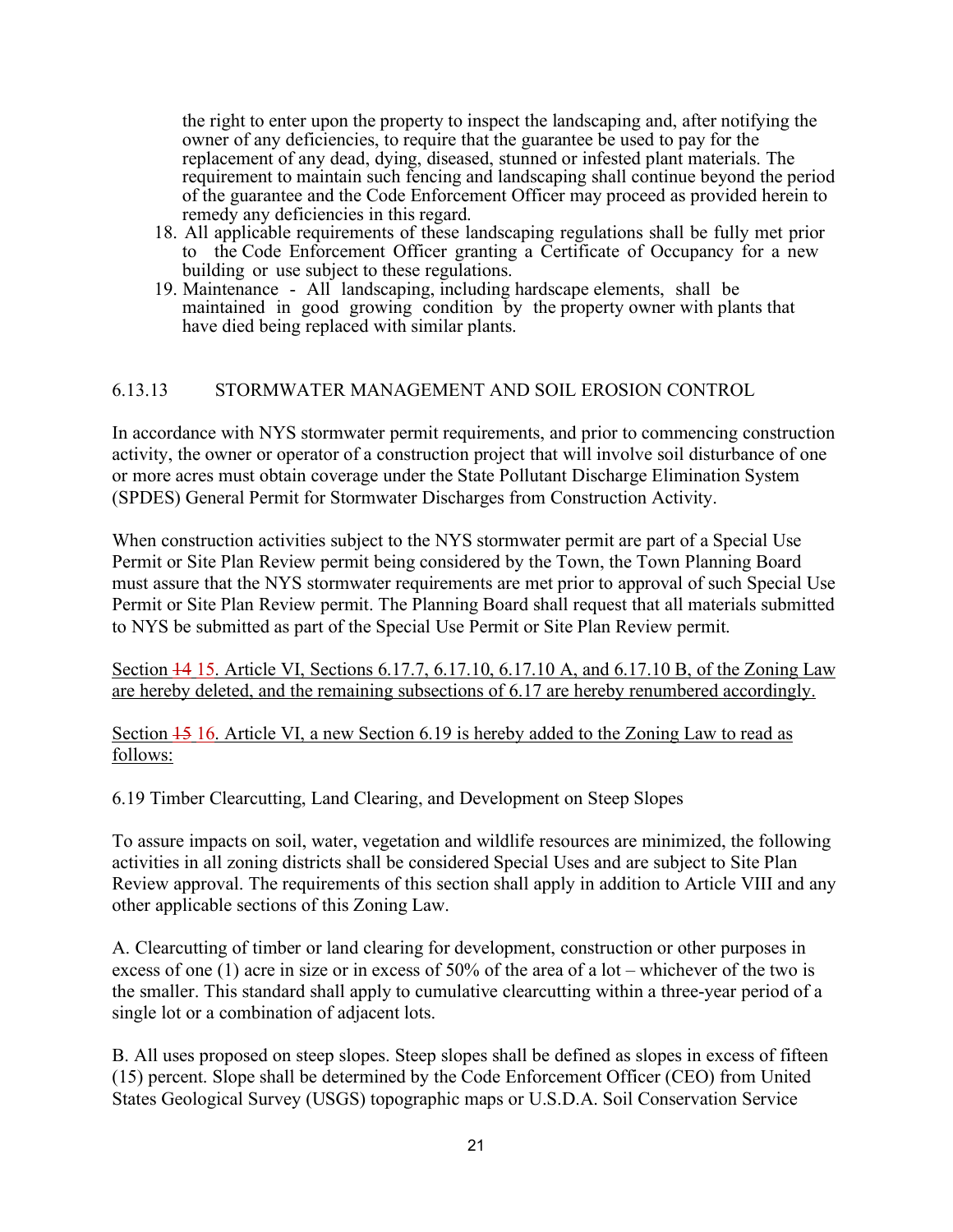the right to enter upon the property to inspect the landscaping and, after notifying the owner of any deficiencies, to require that the guarantee be used to pay for the replacement of any dead, dying, diseased, stunned or infested plant materials. The requirement to maintain such fencing and landscaping shall continue beyond the period of the guarantee and the Code Enforcement Officer may proceed as provided herein to remedy any deficiencies in this regard.

18. All applicable requirements of these landscaping regulations shall be fully met prior to the Code Enforcement Officer granting a Certificate of Occupancy for a new building or use subject to these regulations.
19. Maintenance - All landscaping, including hardscape elements, shall be maintained in good growing condition by the property owner with plants that have died being replaced with similar plants.

6.13.13 STORMWATER MANAGEMENT AND SOIL EROSION CONTROL

In accordance with NYS stormwater permit requirements, and prior to commencing construction activity, the owner or operator of a construction project that will involve soil disturbance of one or more acres must obtain coverage under the State Pollutant Discharge Elimination System (SPDES) General Permit for Stormwater Discharges from Construction Activity.

When construction activities subject to the NYS stormwater permit are part of a Special Use Permit or Site Plan Review permit being considered by the Town, the Town Planning Board must assure that the NYS stormwater requirements are met prior to approval of such Special Use Permit or Site Plan Review permit. The Planning Board shall request that all materials submitted to NYS be submitted as part of the Special Use Permit or Site Plan Review permit.

Section ~~14~~ 15. Article VI, Sections 6.17.7, 6.17.10, 6.17.10 A, and 6.17.10 B, of the Zoning Law are hereby deleted, and the remaining subsections of 6.17 are hereby renumbered accordingly.

Section ~~15~~ 16. Article VI, a new Section 6.19 is hereby added to the Zoning Law to read as follows:

6.19 Timber Clearcutting, Land Clearing, and Development on Steep Slopes

To assure impacts on soil, water, vegetation and wildlife resources are minimized, the following activities in all zoning districts shall be considered Special Uses and are subject to Site Plan Review approval. The requirements of this section shall apply in addition to Article VIII and any other applicable sections of this Zoning Law.

A. Clearcutting of timber or land clearing for development, construction or other purposes in excess of one (1) acre in size or in excess of 50% of the area of a lot – whichever of the two is the smaller. This standard shall apply to cumulative clearcutting within a three-year period of a single lot or a combination of adjacent lots.

B. All uses proposed on steep slopes. Steep slopes shall be defined as slopes in excess of fifteen (15) percent. Slope shall be determined by the Code Enforcement Officer (CEO) from United States Geological Survey (USGS) topographic maps or U.S.D.A. Soil Conservation Service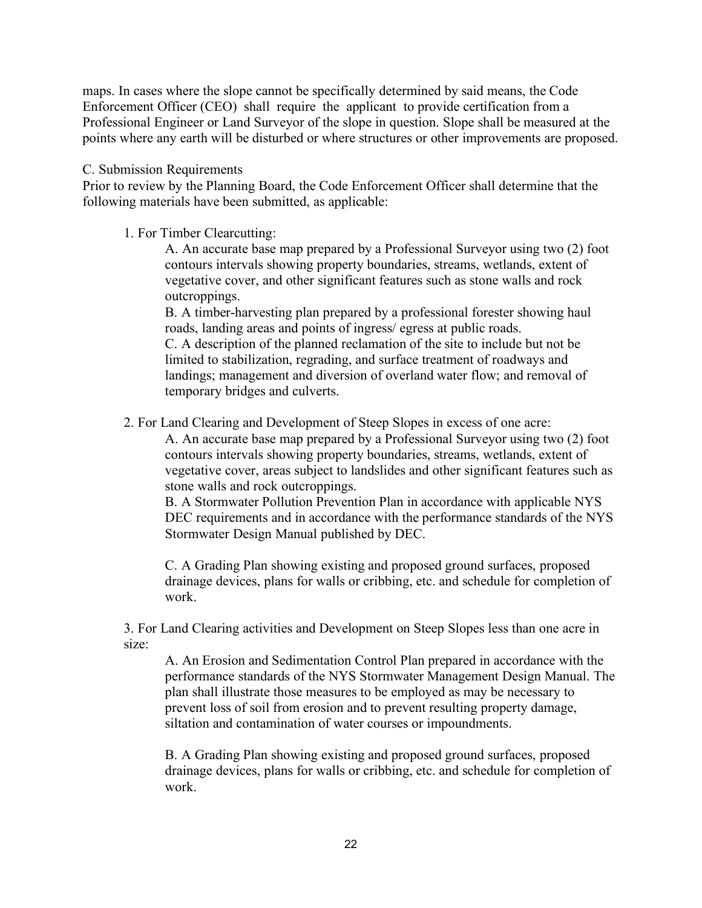maps. In cases where the slope cannot be specifically determined by said means, the Code Enforcement Officer (CEO) shall require the applicant to provide certification from a Professional Engineer or Land Surveyor of the slope in question. Slope shall be measured at the points where any earth will be disturbed or where structures or other improvements are proposed.

C. Submission Requirements

Prior to review by the Planning Board, the Code Enforcement Officer shall determine that the following materials have been submitted, as applicable:

1. For Timber Clearcutting:

   A. An accurate base map prepared by a Professional Surveyor using two (2) foot contours intervals showing property boundaries, streams, wetlands, extent of vegetative cover, and other significant features such as stone walls and rock outcroppings.

   B. A timber-harvesting plan prepared by a professional forester showing haul roads, landing areas and points of ingress/ egress at public roads.

   C. A description of the planned reclamation of the site to include but not be limited to stabilization, regrading, and surface treatment of roadways and landings; management and diversion of overland water flow; and removal of temporary bridges and culverts.

2. For Land Clearing and Development of Steep Slopes in excess of one acre:

   A. An accurate base map prepared by a Professional Surveyor using two (2) foot contours intervals showing property boundaries, streams, wetlands, extent of vegetative cover, areas subject to landslides and other significant features such as stone walls and rock outcroppings.

   B. A Stormwater Pollution Prevention Plan in accordance with applicable NYS DEC requirements and in accordance with the performance standards of the NYS Stormwater Design Manual published by DEC.

   C. A Grading Plan showing existing and proposed ground surfaces, proposed drainage devices, plans for walls or cribbing, etc. and schedule for completion of work.

3. For Land Clearing activities and Development on Steep Slopes less than one acre in size:

   A. An Erosion and Sedimentation Control Plan prepared in accordance with the performance standards of the NYS Stormwater Management Design Manual. The plan shall illustrate those measures to be employed as may be necessary to prevent loss of soil from erosion and to prevent resulting property damage, siltation and contamination of water courses or impoundments.

   B. A Grading Plan showing existing and proposed ground surfaces, proposed drainage devices, plans for walls or cribbing, etc. and schedule for completion of work.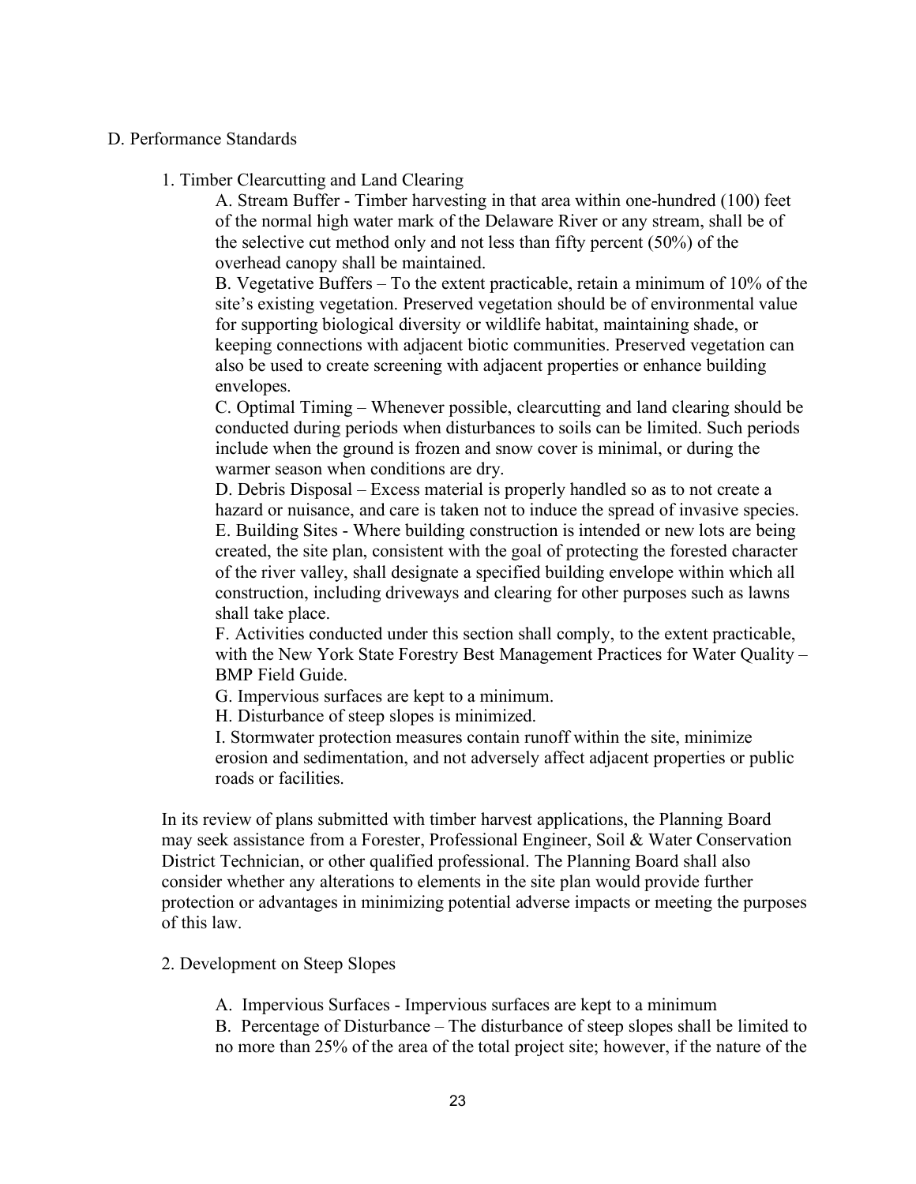D. Performance Standards

1. Timber Clearcutting and Land Clearing

A. Stream Buffer - Timber harvesting in that area within one-hundred (100) feet of the normal high water mark of the Delaware River or any stream, shall be of the selective cut method only and not less than fifty percent (50%) of the overhead canopy shall be maintained.

B. Vegetative Buffers – To the extent practicable, retain a minimum of 10% of the site's existing vegetation. Preserved vegetation should be of environmental value for supporting biological diversity or wildlife habitat, maintaining shade, or keeping connections with adjacent biotic communities. Preserved vegetation can also be used to create screening with adjacent properties or enhance building envelopes.

C. Optimal Timing – Whenever possible, clearcutting and land clearing should be conducted during periods when disturbances to soils can be limited. Such periods include when the ground is frozen and snow cover is minimal, or during the warmer season when conditions are dry.

D. Debris Disposal – Excess material is properly handled so as to not create a hazard or nuisance, and care is taken not to induce the spread of invasive species.

E. Building Sites - Where building construction is intended or new lots are being created, the site plan, consistent with the goal of protecting the forested character of the river valley, shall designate a specified building envelope within which all construction, including driveways and clearing for other purposes such as lawns shall take place.

F. Activities conducted under this section shall comply, to the extent practicable, with the New York State Forestry Best Management Practices for Water Quality – BMP Field Guide.

G. Impervious surfaces are kept to a minimum.

H. Disturbance of steep slopes is minimized.

I. Stormwater protection measures contain runoff within the site, minimize erosion and sedimentation, and not adversely affect adjacent properties or public roads or facilities.

In its review of plans submitted with timber harvest applications, the Planning Board may seek assistance from a Forester, Professional Engineer, Soil & Water Conservation District Technician, or other qualified professional. The Planning Board shall also consider whether any alterations to elements in the site plan would provide further protection or advantages in minimizing potential adverse impacts or meeting the purposes of this law.

2. Development on Steep Slopes

A. Impervious Surfaces - Impervious surfaces are kept to a minimum

B. Percentage of Disturbance – The disturbance of steep slopes shall be limited to no more than 25% of the area of the total project site; however, if the nature of the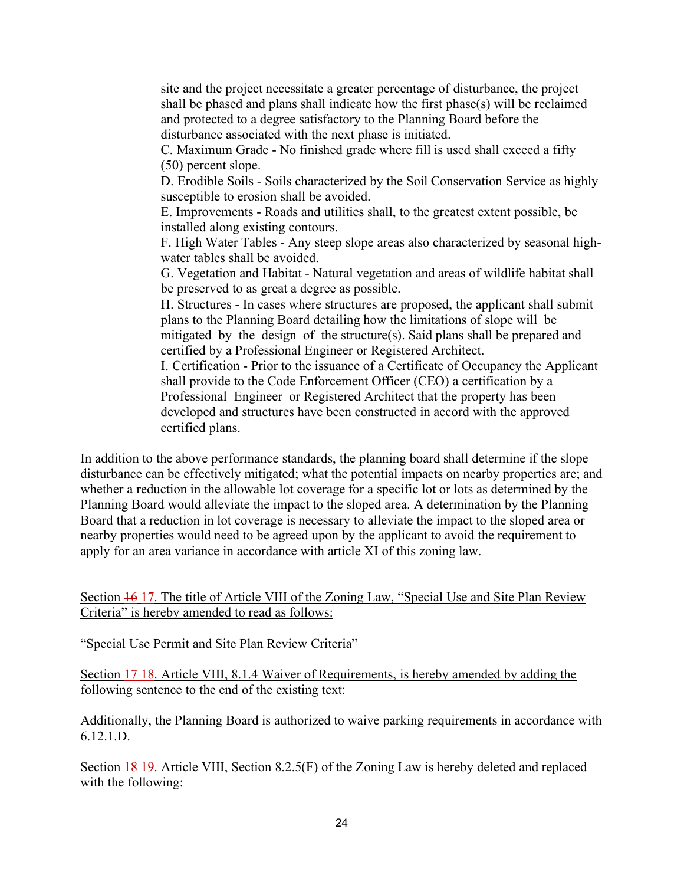site and the project necessitate a greater percentage of disturbance, the project shall be phased and plans shall indicate how the first phase(s) will be reclaimed and protected to a degree satisfactory to the Planning Board before the disturbance associated with the next phase is initiated.

C. Maximum Grade - No finished grade where fill is used shall exceed a fifty (50) percent slope.

D. Erodible Soils - Soils characterized by the Soil Conservation Service as highly susceptible to erosion shall be avoided.

E. Improvements - Roads and utilities shall, to the greatest extent possible, be installed along existing contours.

F. High Water Tables - Any steep slope areas also characterized by seasonal high-water tables shall be avoided.

G. Vegetation and Habitat - Natural vegetation and areas of wildlife habitat shall be preserved to as great a degree as possible.

H. Structures - In cases where structures are proposed, the applicant shall submit plans to the Planning Board detailing how the limitations of slope will be mitigated by the design of the structure(s). Said plans shall be prepared and certified by a Professional Engineer or Registered Architect.

I. Certification - Prior to the issuance of a Certificate of Occupancy the Applicant shall provide to the Code Enforcement Officer (CEO) a certification by a Professional Engineer or Registered Architect that the property has been developed and structures have been constructed in accord with the approved certified plans.

In addition to the above performance standards, the planning board shall determine if the slope disturbance can be effectively mitigated; what the potential impacts on nearby properties are; and whether a reduction in the allowable lot coverage for a specific lot or lots as determined by the Planning Board would alleviate the impact to the sloped area. A determination by the Planning Board that a reduction in lot coverage is necessary to alleviate the impact to the sloped area or nearby properties would need to be agreed upon by the applicant to avoid the requirement to apply for an area variance in accordance with article XI of this zoning law.

Section ~~16~~ 17. The title of Article VIII of the Zoning Law, "Special Use and Site Plan Review Criteria" is hereby amended to read as follows:

"Special Use Permit and Site Plan Review Criteria"

Section ~~17~~ 18. Article VIII, 8.1.4 Waiver of Requirements, is hereby amended by adding the following sentence to the end of the existing text:

Additionally, the Planning Board is authorized to waive parking requirements in accordance with 6.12.1.D.

Section ~~18~~ 19. Article VIII, Section 8.2.5(F) of the Zoning Law is hereby deleted and replaced with the following: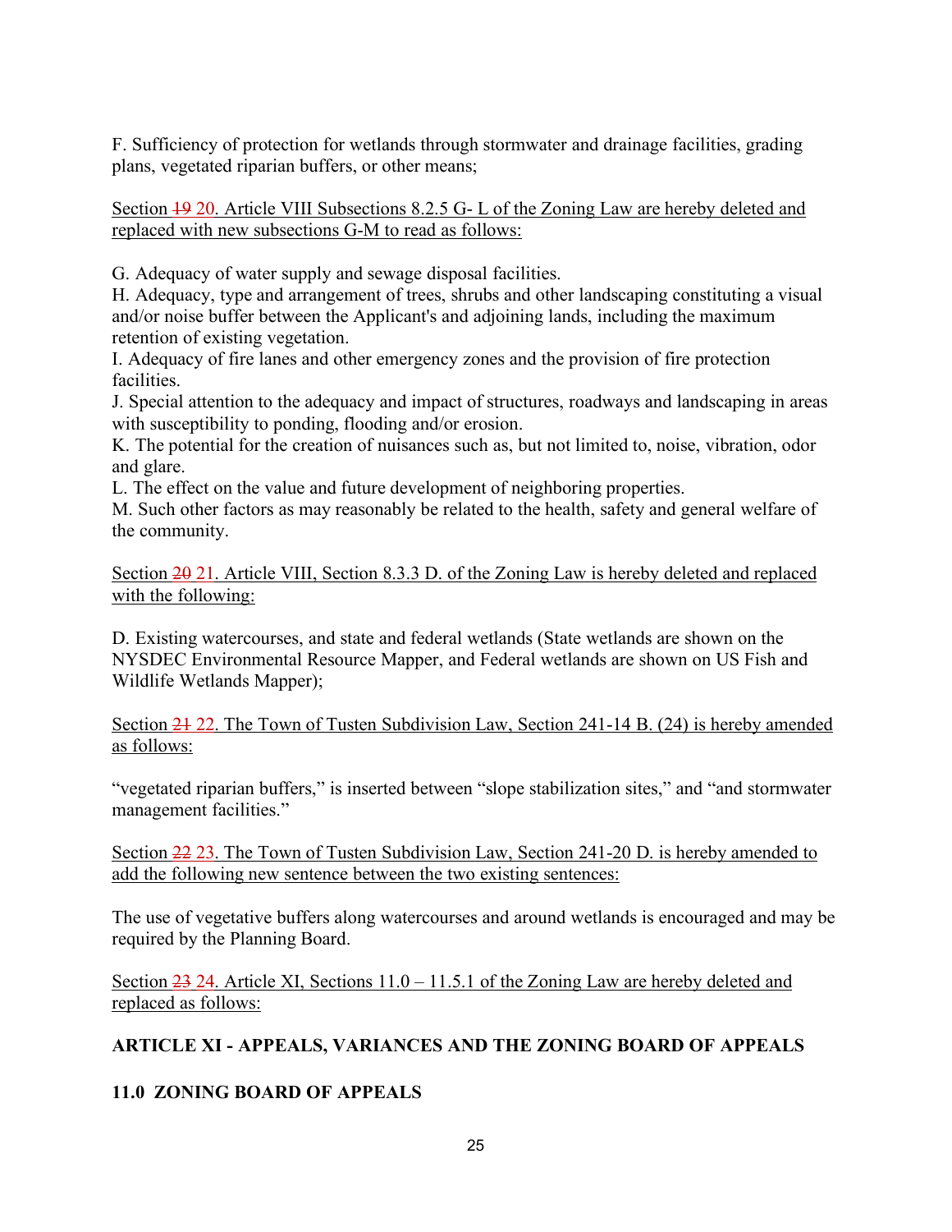F. Sufficiency of protection for wetlands through stormwater and drainage facilities, grading plans, vegetated riparian buffers, or other means;

<u>Section ~~19~~ 20. Article VIII Subsections 8.2.5 G- L of the Zoning Law are hereby deleted and replaced with new subsections G-M to read as follows:</u>

G. Adequacy of water supply and sewage disposal facilities.
H. Adequacy, type and arrangement of trees, shrubs and other landscaping constituting a visual and/or noise buffer between the Applicant's and adjoining lands, including the maximum retention of existing vegetation.
I. Adequacy of fire lanes and other emergency zones and the provision of fire protection facilities.
J. Special attention to the adequacy and impact of structures, roadways and landscaping in areas with susceptibility to ponding, flooding and/or erosion.
K. The potential for the creation of nuisances such as, but not limited to, noise, vibration, odor and glare.
L. The effect on the value and future development of neighboring properties.
M. Such other factors as may reasonably be related to the health, safety and general welfare of the community.

<u>Section ~~20~~ 21. Article VIII, Section 8.3.3 D. of the Zoning Law is hereby deleted and replaced with the following:</u>

D. Existing watercourses, and state and federal wetlands (State wetlands are shown on the NYSDEC Environmental Resource Mapper, and Federal wetlands are shown on US Fish and Wildlife Wetlands Mapper);

<u>Section ~~21~~ 22. The Town of Tusten Subdivision Law, Section 241-14 B. (24) is hereby amended as follows:</u>

"vegetated riparian buffers," is inserted between "slope stabilization sites," and "and stormwater management facilities."

<u>Section ~~22~~ 23. The Town of Tusten Subdivision Law, Section 241-20 D. is hereby amended to add the following new sentence between the two existing sentences:</u>

The use of vegetative buffers along watercourses and around wetlands is encouraged and may be required by the Planning Board.

<u>Section ~~23~~ 24. Article XI, Sections 11.0 – 11.5.1 of the Zoning Law are hereby deleted and replaced as follows:</u>

**ARTICLE XI - APPEALS, VARIANCES AND THE ZONING BOARD OF APPEALS**

**11.0 ZONING BOARD OF APPEALS**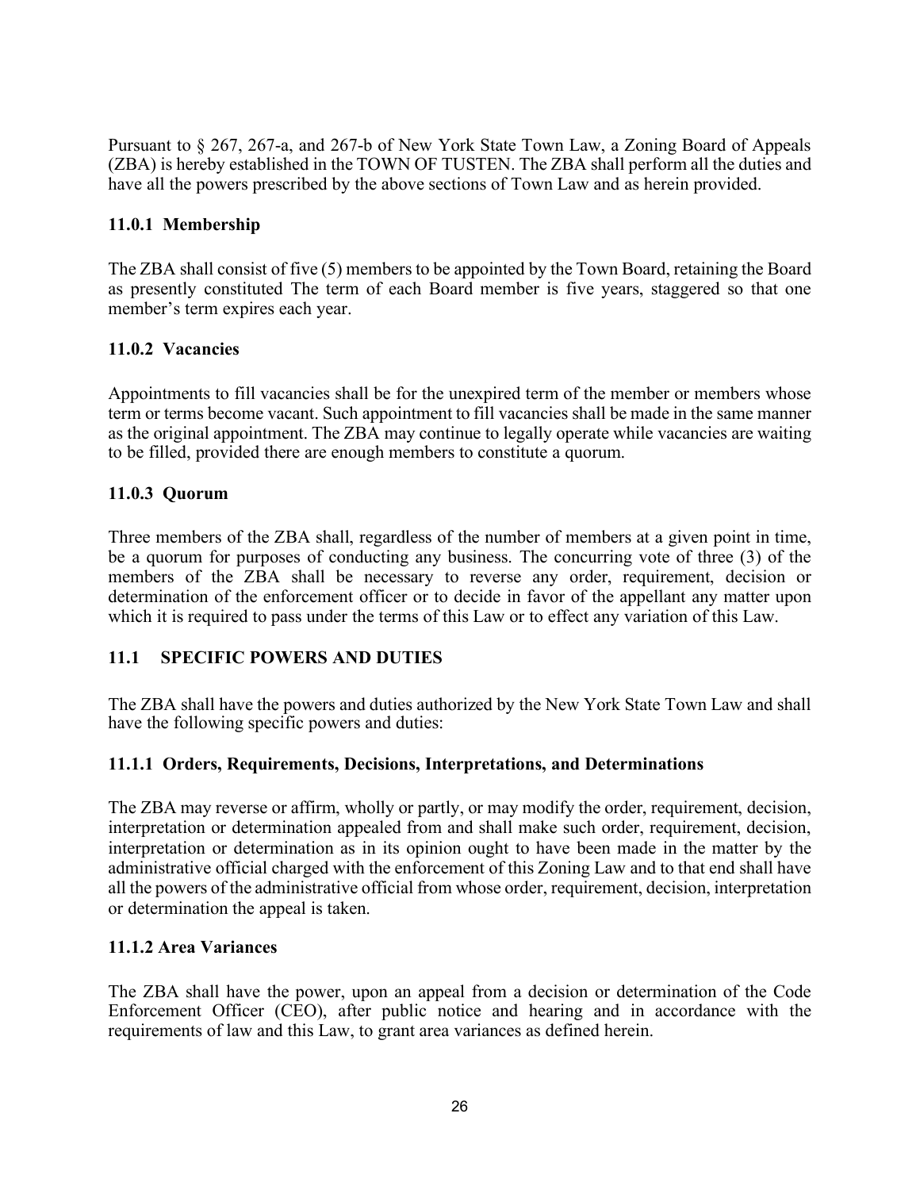Pursuant to § 267, 267-a, and 267-b of New York State Town Law, a Zoning Board of Appeals (ZBA) is hereby established in the TOWN OF TUSTEN. The ZBA shall perform all the duties and have all the powers prescribed by the above sections of Town Law and as herein provided.

### 11.0.1 Membership

The ZBA shall consist of five (5) members to be appointed by the Town Board, retaining the Board as presently constituted The term of each Board member is five years, staggered so that one member's term expires each year.

### 11.0.2 Vacancies

Appointments to fill vacancies shall be for the unexpired term of the member or members whose term or terms become vacant. Such appointment to fill vacancies shall be made in the same manner as the original appointment. The ZBA may continue to legally operate while vacancies are waiting to be filled, provided there are enough members to constitute a quorum.

### 11.0.3 Quorum

Three members of the ZBA shall, regardless of the number of members at a given point in time, be a quorum for purposes of conducting any business. The concurring vote of three (3) of the members of the ZBA shall be necessary to reverse any order, requirement, decision or determination of the enforcement officer or to decide in favor of the appellant any matter upon which it is required to pass under the terms of this Law or to effect any variation of this Law.

## 11.1 SPECIFIC POWERS AND DUTIES

The ZBA shall have the powers and duties authorized by the New York State Town Law and shall have the following specific powers and duties:

### 11.1.1 Orders, Requirements, Decisions, Interpretations, and Determinations

The ZBA may reverse or affirm, wholly or partly, or may modify the order, requirement, decision, interpretation or determination appealed from and shall make such order, requirement, decision, interpretation or determination as in its opinion ought to have been made in the matter by the administrative official charged with the enforcement of this Zoning Law and to that end shall have all the powers of the administrative official from whose order, requirement, decision, interpretation or determination the appeal is taken.

### 11.1.2 Area Variances

The ZBA shall have the power, upon an appeal from a decision or determination of the Code Enforcement Officer (CEO), after public notice and hearing and in accordance with the requirements of law and this Law, to grant area variances as defined herein.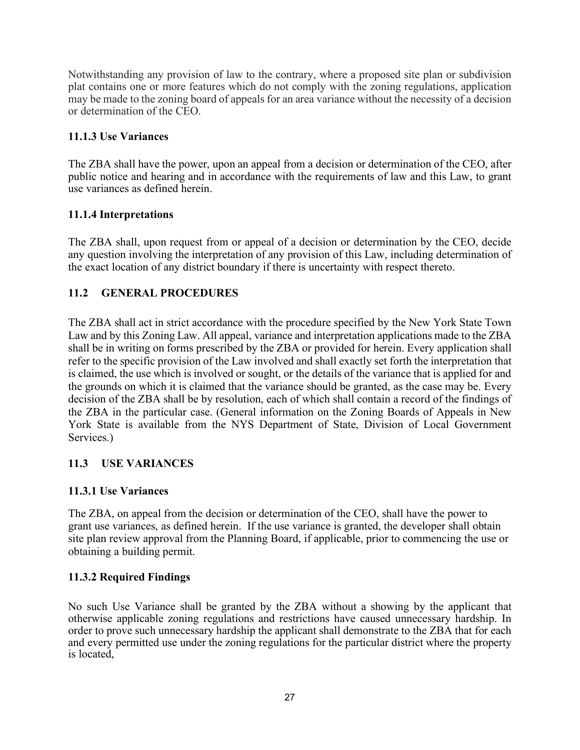Notwithstanding any provision of law to the contrary, where a proposed site plan or subdivision plat contains one or more features which do not comply with the zoning regulations, application may be made to the zoning board of appeals for an area variance without the necessity of a decision or determination of the CEO.

### 11.1.3 Use Variances

The ZBA shall have the power, upon an appeal from a decision or determination of the CEO, after public notice and hearing and in accordance with the requirements of law and this Law, to grant use variances as defined herein.

### 11.1.4 Interpretations

The ZBA shall, upon request from or appeal of a decision or determination by the CEO, decide any question involving the interpretation of any provision of this Law, including determination of the exact location of any district boundary if there is uncertainty with respect thereto.

## 11.2 GENERAL PROCEDURES

The ZBA shall act in strict accordance with the procedure specified by the New York State Town Law and by this Zoning Law. All appeal, variance and interpretation applications made to the ZBA shall be in writing on forms prescribed by the ZBA or provided for herein. Every application shall refer to the specific provision of the Law involved and shall exactly set forth the interpretation that is claimed, the use which is involved or sought, or the details of the variance that is applied for and the grounds on which it is claimed that the variance should be granted, as the case may be. Every decision of the ZBA shall be by resolution, each of which shall contain a record of the findings of the ZBA in the particular case. (General information on the Zoning Boards of Appeals in New York State is available from the NYS Department of State, Division of Local Government Services.)

## 11.3 USE VARIANCES

### 11.3.1 Use Variances

The ZBA, on appeal from the decision or determination of the CEO, shall have the power to grant use variances, as defined herein. If the use variance is granted, the developer shall obtain site plan review approval from the Planning Board, if applicable, prior to commencing the use or obtaining a building permit.

### 11.3.2 Required Findings

No such Use Variance shall be granted by the ZBA without a showing by the applicant that otherwise applicable zoning regulations and restrictions have caused unnecessary hardship. In order to prove such unnecessary hardship the applicant shall demonstrate to the ZBA that for each and every permitted use under the zoning regulations for the particular district where the property is located,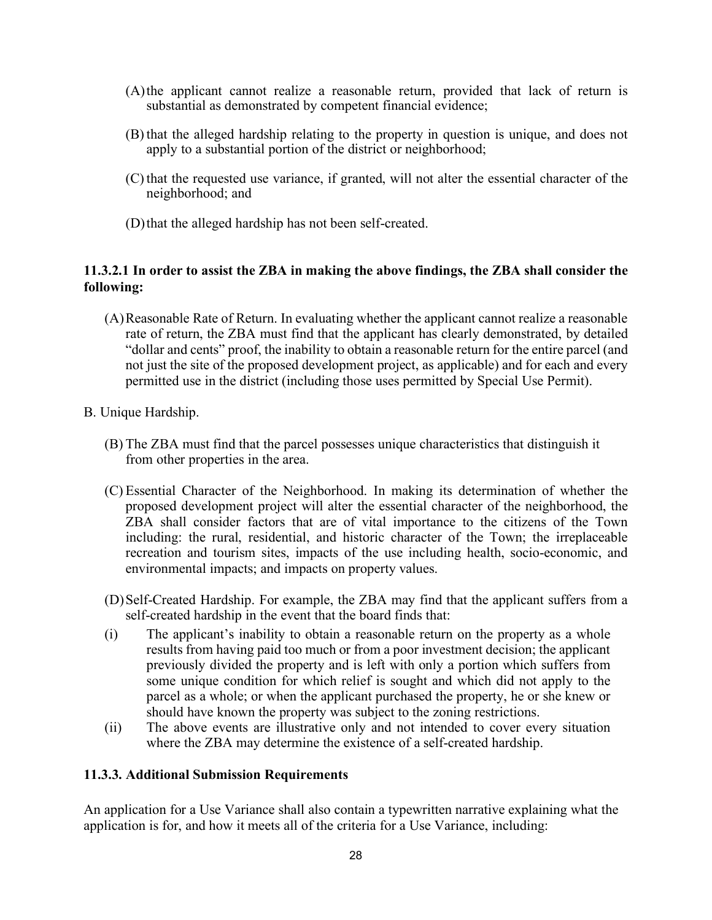(A) the applicant cannot realize a reasonable return, provided that lack of return is substantial as demonstrated by competent financial evidence;

(B) that the alleged hardship relating to the property in question is unique, and does not apply to a substantial portion of the district or neighborhood;

(C) that the requested use variance, if granted, will not alter the essential character of the neighborhood; and

(D) that the alleged hardship has not been self-created.

**11.3.2.1 In order to assist the ZBA in making the above findings, the ZBA shall consider the following:**

(A) Reasonable Rate of Return. In evaluating whether the applicant cannot realize a reasonable rate of return, the ZBA must find that the applicant has clearly demonstrated, by detailed "dollar and cents" proof, the inability to obtain a reasonable return for the entire parcel (and not just the site of the proposed development project, as applicable) and for each and every permitted use in the district (including those uses permitted by Special Use Permit).

B. Unique Hardship.

(B) The ZBA must find that the parcel possesses unique characteristics that distinguish it from other properties in the area.

(C) Essential Character of the Neighborhood. In making its determination of whether the proposed development project will alter the essential character of the neighborhood, the ZBA shall consider factors that are of vital importance to the citizens of the Town including: the rural, residential, and historic character of the Town; the irreplaceable recreation and tourism sites, impacts of the use including health, socio-economic, and environmental impacts; and impacts on property values.

(D) Self-Created Hardship. For example, the ZBA may find that the applicant suffers from a self-created hardship in the event that the board finds that:

(i) The applicant's inability to obtain a reasonable return on the property as a whole results from having paid too much or from a poor investment decision; the applicant previously divided the property and is left with only a portion which suffers from some unique condition for which relief is sought and which did not apply to the parcel as a whole; or when the applicant purchased the property, he or she knew or should have known the property was subject to the zoning restrictions.

(ii) The above events are illustrative only and not intended to cover every situation where the ZBA may determine the existence of a self-created hardship.

**11.3.3. Additional Submission Requirements**

An application for a Use Variance shall also contain a typewritten narrative explaining what the application is for, and how it meets all of the criteria for a Use Variance, including: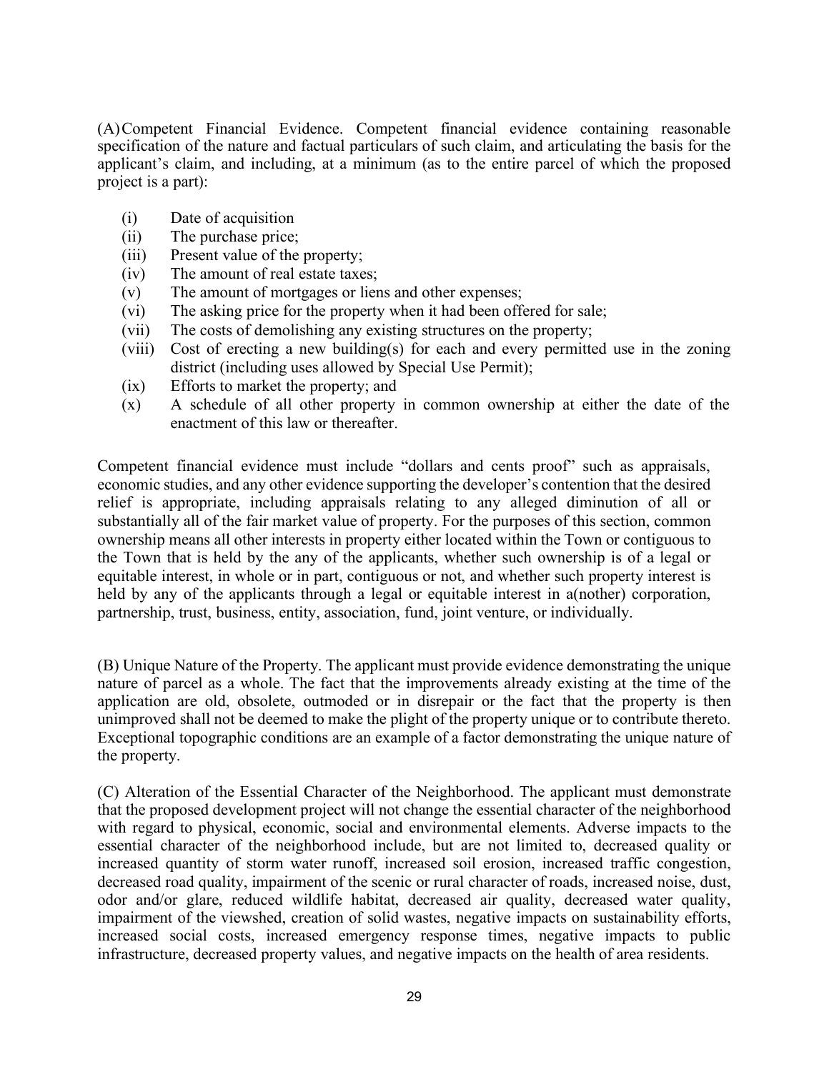(A) Competent Financial Evidence. Competent financial evidence containing reasonable specification of the nature and factual particulars of such claim, and articulating the basis for the applicant's claim, and including, at a minimum (as to the entire parcel of which the proposed project is a part):

- (i) Date of acquisition
- (ii) The purchase price;
- (iii) Present value of the property;
- (iv) The amount of real estate taxes;
- (v) The amount of mortgages or liens and other expenses;
- (vi) The asking price for the property when it had been offered for sale;
- (vii) The costs of demolishing any existing structures on the property;
- (viii) Cost of erecting a new building(s) for each and every permitted use in the zoning district (including uses allowed by Special Use Permit);
- (ix) Efforts to market the property; and
- (x) A schedule of all other property in common ownership at either the date of the enactment of this law or thereafter.

Competent financial evidence must include "dollars and cents proof" such as appraisals, economic studies, and any other evidence supporting the developer's contention that the desired relief is appropriate, including appraisals relating to any alleged diminution of all or substantially all of the fair market value of property. For the purposes of this section, common ownership means all other interests in property either located within the Town or contiguous to the Town that is held by the any of the applicants, whether such ownership is of a legal or equitable interest, in whole or in part, contiguous or not, and whether such property interest is held by any of the applicants through a legal or equitable interest in a(nother) corporation, partnership, trust, business, entity, association, fund, joint venture, or individually.

(B) Unique Nature of the Property. The applicant must provide evidence demonstrating the unique nature of parcel as a whole. The fact that the improvements already existing at the time of the application are old, obsolete, outmoded or in disrepair or the fact that the property is then unimproved shall not be deemed to make the plight of the property unique or to contribute thereto. Exceptional topographic conditions are an example of a factor demonstrating the unique nature of the property.

(C) Alteration of the Essential Character of the Neighborhood. The applicant must demonstrate that the proposed development project will not change the essential character of the neighborhood with regard to physical, economic, social and environmental elements. Adverse impacts to the essential character of the neighborhood include, but are not limited to, decreased quality or increased quantity of storm water runoff, increased soil erosion, increased traffic congestion, decreased road quality, impairment of the scenic or rural character of roads, increased noise, dust, odor and/or glare, reduced wildlife habitat, decreased air quality, decreased water quality, impairment of the viewshed, creation of solid wastes, negative impacts on sustainability efforts, increased social costs, increased emergency response times, negative impacts to public infrastructure, decreased property values, and negative impacts on the health of area residents.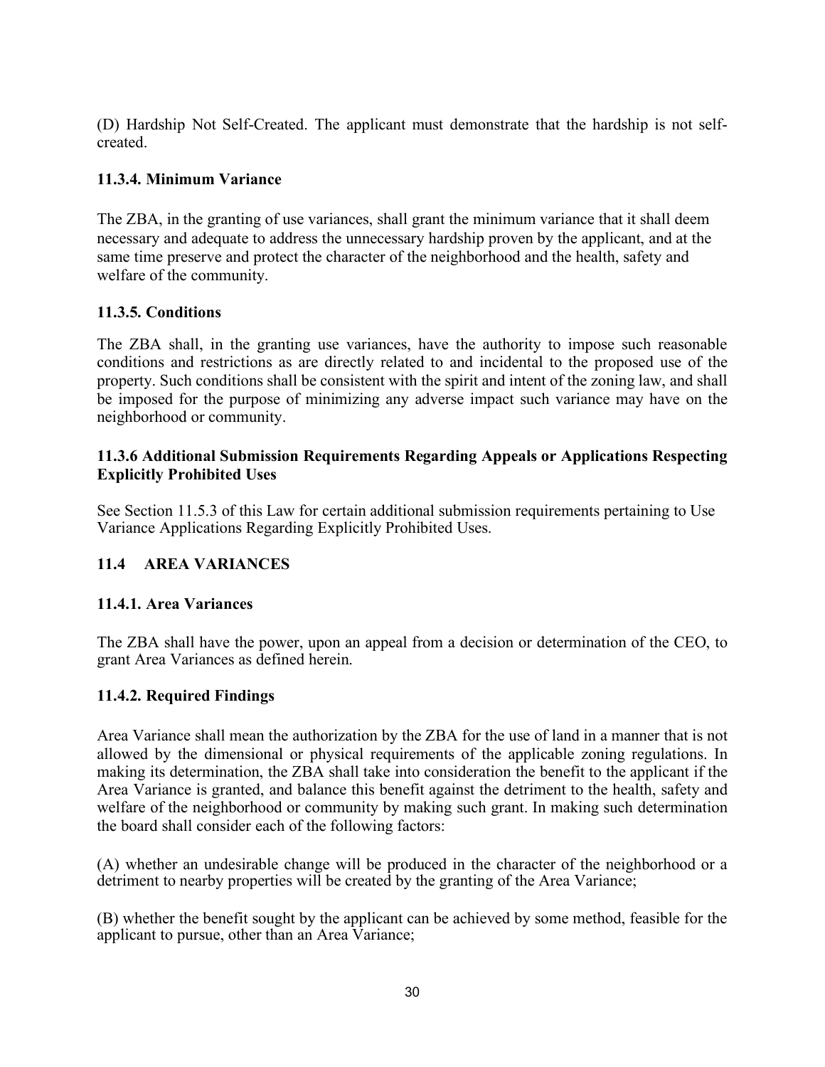(D) Hardship Not Self-Created. The applicant must demonstrate that the hardship is not self-created.

### 11.3.4. Minimum Variance

The ZBA, in the granting of use variances, shall grant the minimum variance that it shall deem necessary and adequate to address the unnecessary hardship proven by the applicant, and at the same time preserve and protect the character of the neighborhood and the health, safety and welfare of the community.

### 11.3.5. Conditions

The ZBA shall, in the granting use variances, have the authority to impose such reasonable conditions and restrictions as are directly related to and incidental to the proposed use of the property. Such conditions shall be consistent with the spirit and intent of the zoning law, and shall be imposed for the purpose of minimizing any adverse impact such variance may have on the neighborhood or community.

### 11.3.6 Additional Submission Requirements Regarding Appeals or Applications Respecting Explicitly Prohibited Uses

See Section 11.5.3 of this Law for certain additional submission requirements pertaining to Use Variance Applications Regarding Explicitly Prohibited Uses.

## 11.4 AREA VARIANCES

### 11.4.1. Area Variances

The ZBA shall have the power, upon an appeal from a decision or determination of the CEO, to grant Area Variances as defined herein.

### 11.4.2. Required Findings

Area Variance shall mean the authorization by the ZBA for the use of land in a manner that is not allowed by the dimensional or physical requirements of the applicable zoning regulations. In making its determination, the ZBA shall take into consideration the benefit to the applicant if the Area Variance is granted, and balance this benefit against the detriment to the health, safety and welfare of the neighborhood or community by making such grant. In making such determination the board shall consider each of the following factors:

(A) whether an undesirable change will be produced in the character of the neighborhood or a detriment to nearby properties will be created by the granting of the Area Variance;

(B) whether the benefit sought by the applicant can be achieved by some method, feasible for the applicant to pursue, other than an Area Variance;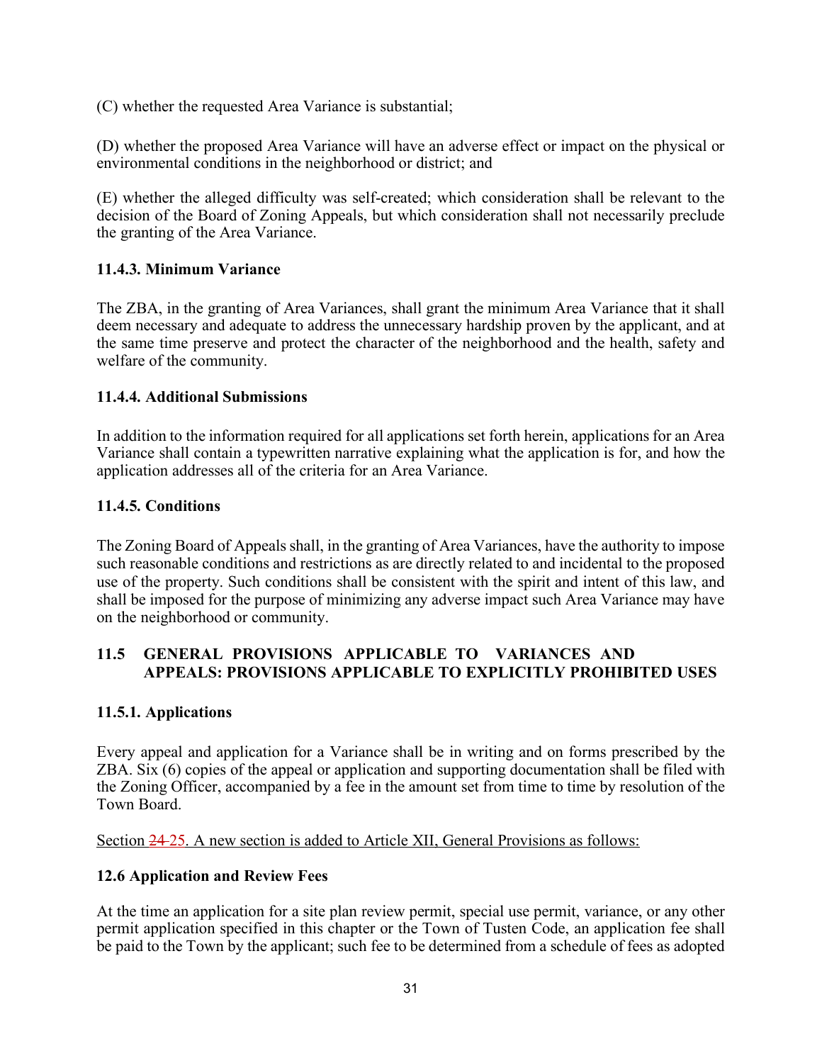(C) whether the requested Area Variance is substantial;

(D) whether the proposed Area Variance will have an adverse effect or impact on the physical or environmental conditions in the neighborhood or district; and

(E) whether the alleged difficulty was self-created; which consideration shall be relevant to the decision of the Board of Zoning Appeals, but which consideration shall not necessarily preclude the granting of the Area Variance.

**11.4.3. Minimum Variance**

The ZBA, in the granting of Area Variances, shall grant the minimum Area Variance that it shall deem necessary and adequate to address the unnecessary hardship proven by the applicant, and at the same time preserve and protect the character of the neighborhood and the health, safety and welfare of the community.

**11.4.4. Additional Submissions**

In addition to the information required for all applications set forth herein, applications for an Area Variance shall contain a typewritten narrative explaining what the application is for, and how the application addresses all of the criteria for an Area Variance.

**11.4.5. Conditions**

The Zoning Board of Appeals shall, in the granting of Area Variances, have the authority to impose such reasonable conditions and restrictions as are directly related to and incidental to the proposed use of the property. Such conditions shall be consistent with the spirit and intent of this law, and shall be imposed for the purpose of minimizing any adverse impact such Area Variance may have on the neighborhood or community.

**11.5 GENERAL PROVISIONS APPLICABLE TO VARIANCES AND APPEALS: PROVISIONS APPLICABLE TO EXPLICITLY PROHIBITED USES**

**11.5.1. Applications**

Every appeal and application for a Variance shall be in writing and on forms prescribed by the ZBA. Six (6) copies of the appeal or application and supporting documentation shall be filed with the Zoning Officer, accompanied by a fee in the amount set from time to time by resolution of the Town Board.

Section ~~24~~ 25. A new section is added to Article XII, General Provisions as follows:

**12.6 Application and Review Fees**

At the time an application for a site plan review permit, special use permit, variance, or any other permit application specified in this chapter or the Town of Tusten Code, an application fee shall be paid to the Town by the applicant; such fee to be determined from a schedule of fees as adopted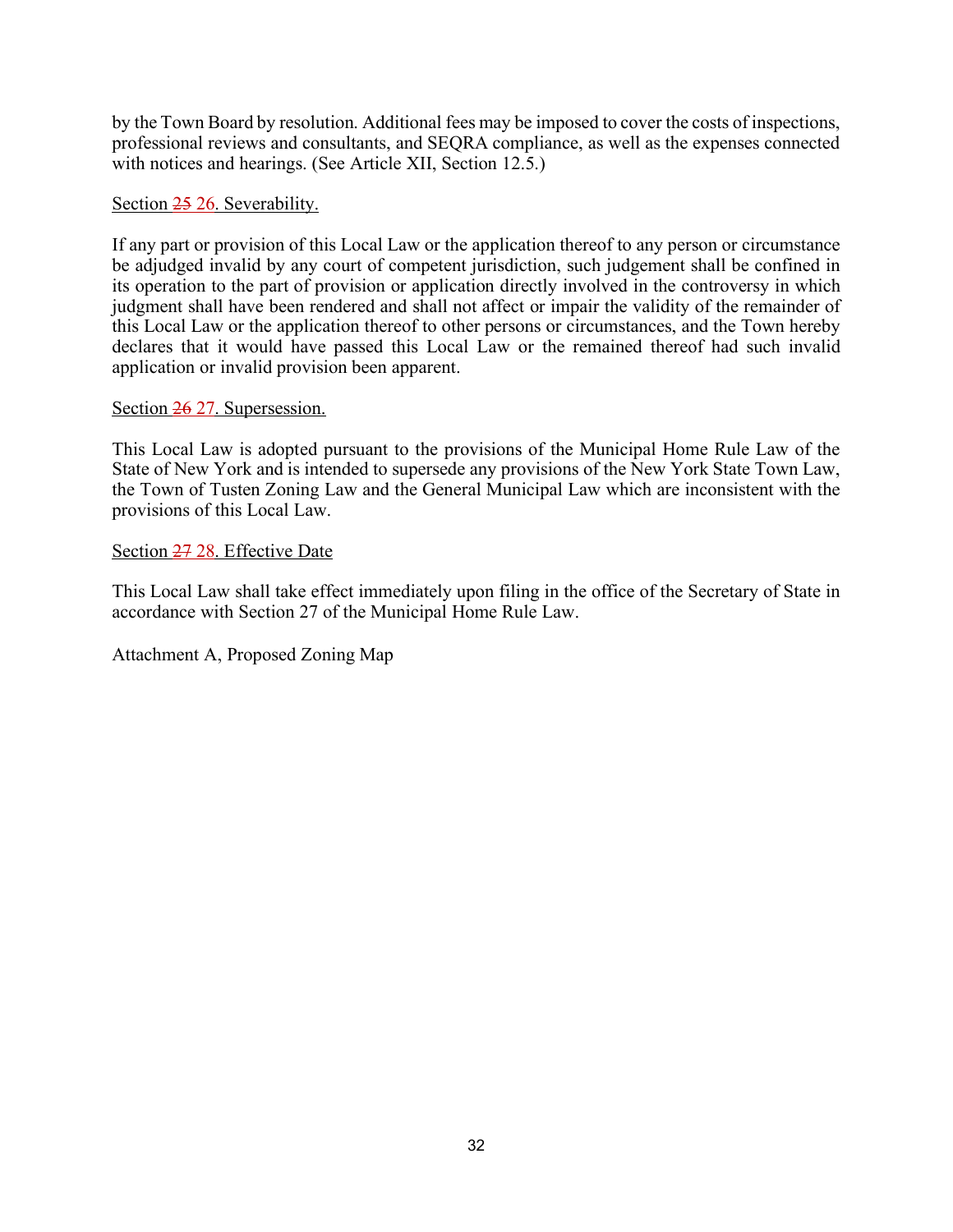by the Town Board by resolution. Additional fees may be imposed to cover the costs of inspections, professional reviews and consultants, and SEQRA compliance, as well as the expenses connected with notices and hearings. (See Article XII, Section 12.5.)

Section ~~25~~ 26. Severability.

If any part or provision of this Local Law or the application thereof to any person or circumstance be adjudged invalid by any court of competent jurisdiction, such judgement shall be confined in its operation to the part of provision or application directly involved in the controversy in which judgment shall have been rendered and shall not affect or impair the validity of the remainder of this Local Law or the application thereof to other persons or circumstances, and the Town hereby declares that it would have passed this Local Law or the remained thereof had such invalid application or invalid provision been apparent.

Section ~~26~~ 27. Supersession.

This Local Law is adopted pursuant to the provisions of the Municipal Home Rule Law of the State of New York and is intended to supersede any provisions of the New York State Town Law, the Town of Tusten Zoning Law and the General Municipal Law which are inconsistent with the provisions of this Local Law.

Section ~~27~~ 28. Effective Date

This Local Law shall take effect immediately upon filing in the office of the Secretary of State in accordance with Section 27 of the Municipal Home Rule Law.

Attachment A, Proposed Zoning Map